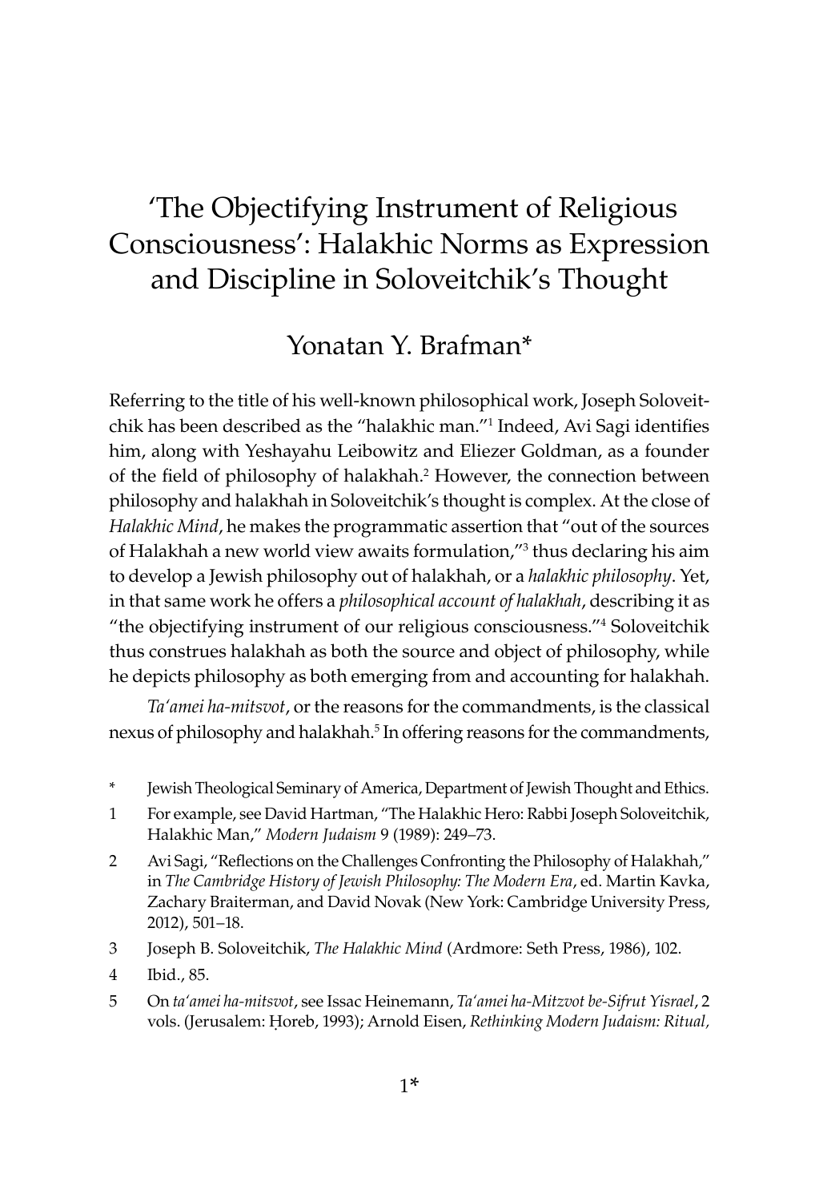# 'The Objectifying Instrument of Religious Consciousness': Halakhic Norms as Expression and Discipline in Soloveitchik's Thought

## Yonatan Y. Brafman*

Referring to the title of his well-known philosophical work, Joseph Soloveitchik has been described as the "halakhic man."[1] Indeed, Avi Sagi identifies him, along with Yeshayahu Leibowitz and Eliezer Goldman, as a founder of the field of philosophy of halakhah.[2] However, the connection between philosophy and halakhah in Soloveitchik's thought is complex. At the close of *Halakhic Mind*, he makes the programmatic assertion that "out of the sources of Halakhah a new world view awaits formulation,"[3] thus declaring his aim to develop a Jewish philosophy out of halakhah, or a *halakhic philosophy*. Yet, in that same work he offers a *philosophical account of halakhah*, describing it as "the objectifying instrument of our religious consciousness."[4] Soloveitchik thus construes halakhah as both the source and object of philosophy, while he depicts philosophy as both emerging from and accounting for halakhah.

*Ta'amei ha-mitsvot*, or the reasons for the commandments, is the classical nexus of philosophy and halakhah.[5] In offering reasons for the commandments,

---

\* Jewish Theological Seminary of America, Department of Jewish Thought and Ethics.

1 For example, see David Hartman, "The Halakhic Hero: Rabbi Joseph Soloveitchik, Halakhic Man," *Modern Judaism* 9 (1989): 249–73.

2 Avi Sagi, "Reflections on the Challenges Confronting the Philosophy of Halakhah," in *The Cambridge History of Jewish Philosophy: The Modern Era*, ed. Martin Kavka, Zachary Braiterman, and David Novak (New York: Cambridge University Press, 2012), 501–18.

3 Joseph B. Soloveitchik, *The Halakhic Mind* (Ardmore: Seth Press, 1986), 102.

4 Ibid., 85.

5 On *ta'amei ha-mitsvot*, see Issac Heinemann, *Ta'amei ha-Mitzvot be-Sifrut Yisrael*, 2 vols. (Jerusalem: Ḥoreb, 1993); Arnold Eisen, *Rethinking Modern Judaism: Ritual,*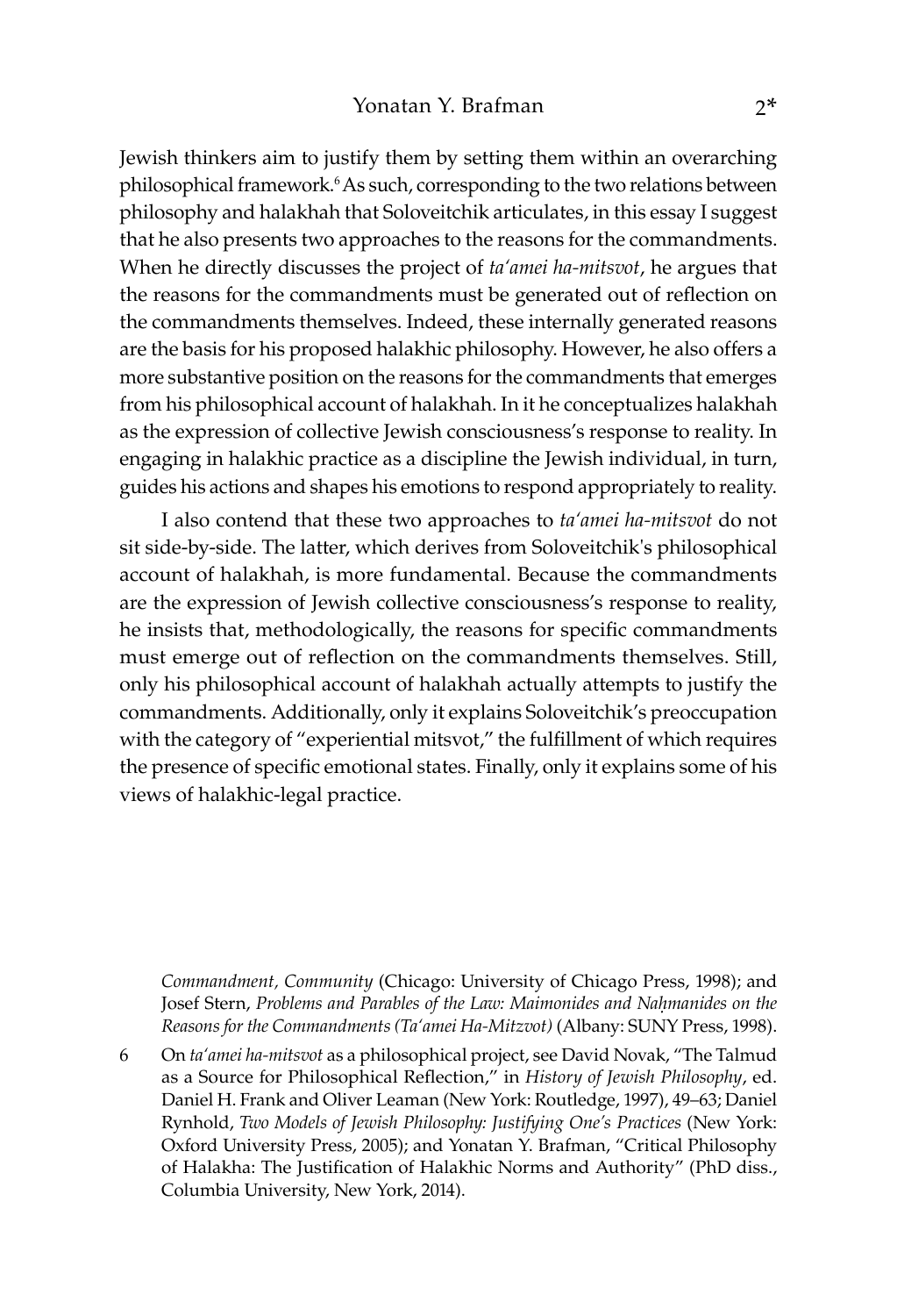Jewish thinkers aim to justify them by setting them within an overarching philosophical framework.[6] As such, corresponding to the two relations between philosophy and halakhah that Soloveitchik articulates, in this essay I suggest that he also presents two approaches to the reasons for the commandments. When he directly discusses the project of *ta'amei ha-mitsvot*, he argues that the reasons for the commandments must be generated out of reflection on the commandments themselves. Indeed, these internally generated reasons are the basis for his proposed halakhic philosophy. However, he also offers a more substantive position on the reasons for the commandments that emerges from his philosophical account of halakhah. In it he conceptualizes halakhah as the expression of collective Jewish consciousness's response to reality. In engaging in halakhic practice as a discipline the Jewish individual, in turn, guides his actions and shapes his emotions to respond appropriately to reality.

I also contend that these two approaches to *ta'amei ha-mitsvot* do not sit side-by-side. The latter, which derives from Soloveitchik's philosophical account of halakhah, is more fundamental. Because the commandments are the expression of Jewish collective consciousness's response to reality, he insists that, methodologically, the reasons for specific commandments must emerge out of reflection on the commandments themselves. Still, only his philosophical account of halakhah actually attempts to justify the commandments. Additionally, only it explains Soloveitchik's preoccupation with the category of "experiential mitsvot," the fulfillment of which requires the presence of specific emotional states. Finally, only it explains some of his views of halakhic-legal practice.

*Commandment, Community* (Chicago: University of Chicago Press, 1998); and Josef Stern, *Problems and Parables of the Law: Maimonides and Naḥmanides on the Reasons for the Commandments (Ta'amei Ha-Mitzvot)* (Albany: SUNY Press, 1998).

6 On *ta'amei ha-mitsvot* as a philosophical project, see David Novak, "The Talmud as a Source for Philosophical Reflection," in *History of Jewish Philosophy*, ed. Daniel H. Frank and Oliver Leaman (New York: Routledge, 1997), 49–63; Daniel Rynhold, *Two Models of Jewish Philosophy: Justifying One's Practices* (New York: Oxford University Press, 2005); and Yonatan Y. Brafman, "Critical Philosophy of Halakha: The Justification of Halakhic Norms and Authority" (PhD diss., Columbia University, New York, 2014).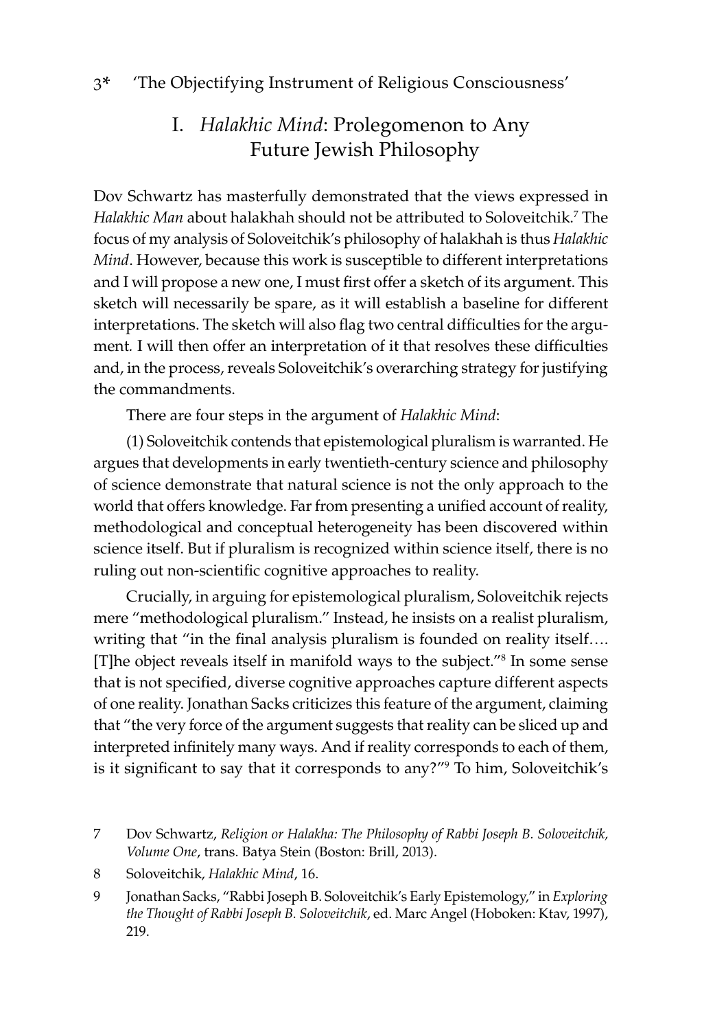## I. *Halakhic Mind*: Prolegomenon to Any Future Jewish Philosophy

Dov Schwartz has masterfully demonstrated that the views expressed in *Halakhic Man* about halakhah should not be attributed to Soloveitchik.[7] The focus of my analysis of Soloveitchik's philosophy of halakhah is thus *Halakhic Mind*. However, because this work is susceptible to different interpretations and I will propose a new one, I must first offer a sketch of its argument. This sketch will necessarily be spare, as it will establish a baseline for different interpretations. The sketch will also flag two central difficulties for the argument. I will then offer an interpretation of it that resolves these difficulties and, in the process, reveals Soloveitchik's overarching strategy for justifying the commandments.

There are four steps in the argument of *Halakhic Mind*:

(1) Soloveitchik contends that epistemological pluralism is warranted. He argues that developments in early twentieth-century science and philosophy of science demonstrate that natural science is not the only approach to the world that offers knowledge. Far from presenting a unified account of reality, methodological and conceptual heterogeneity has been discovered within science itself. But if pluralism is recognized within science itself, there is no ruling out non-scientific cognitive approaches to reality.

Crucially, in arguing for epistemological pluralism, Soloveitchik rejects mere "methodological pluralism." Instead, he insists on a realist pluralism, writing that "in the final analysis pluralism is founded on reality itself…. [T]he object reveals itself in manifold ways to the subject."[8] In some sense that is not specified, diverse cognitive approaches capture different aspects of one reality. Jonathan Sacks criticizes this feature of the argument, claiming that "the very force of the argument suggests that reality can be sliced up and interpreted infinitely many ways. And if reality corresponds to each of them, is it significant to say that it corresponds to any?"[9] To him, Soloveitchik's

7 Dov Schwartz, *Religion or Halakha: The Philosophy of Rabbi Joseph B. Soloveitchik, Volume One*, trans. Batya Stein (Boston: Brill, 2013).

8 Soloveitchik, *Halakhic Mind*, 16.

9 Jonathan Sacks, "Rabbi Joseph B. Soloveitchik's Early Epistemology," in *Exploring the Thought of Rabbi Joseph B. Soloveitchik*, ed. Marc Angel (Hoboken: Ktav, 1997), 219.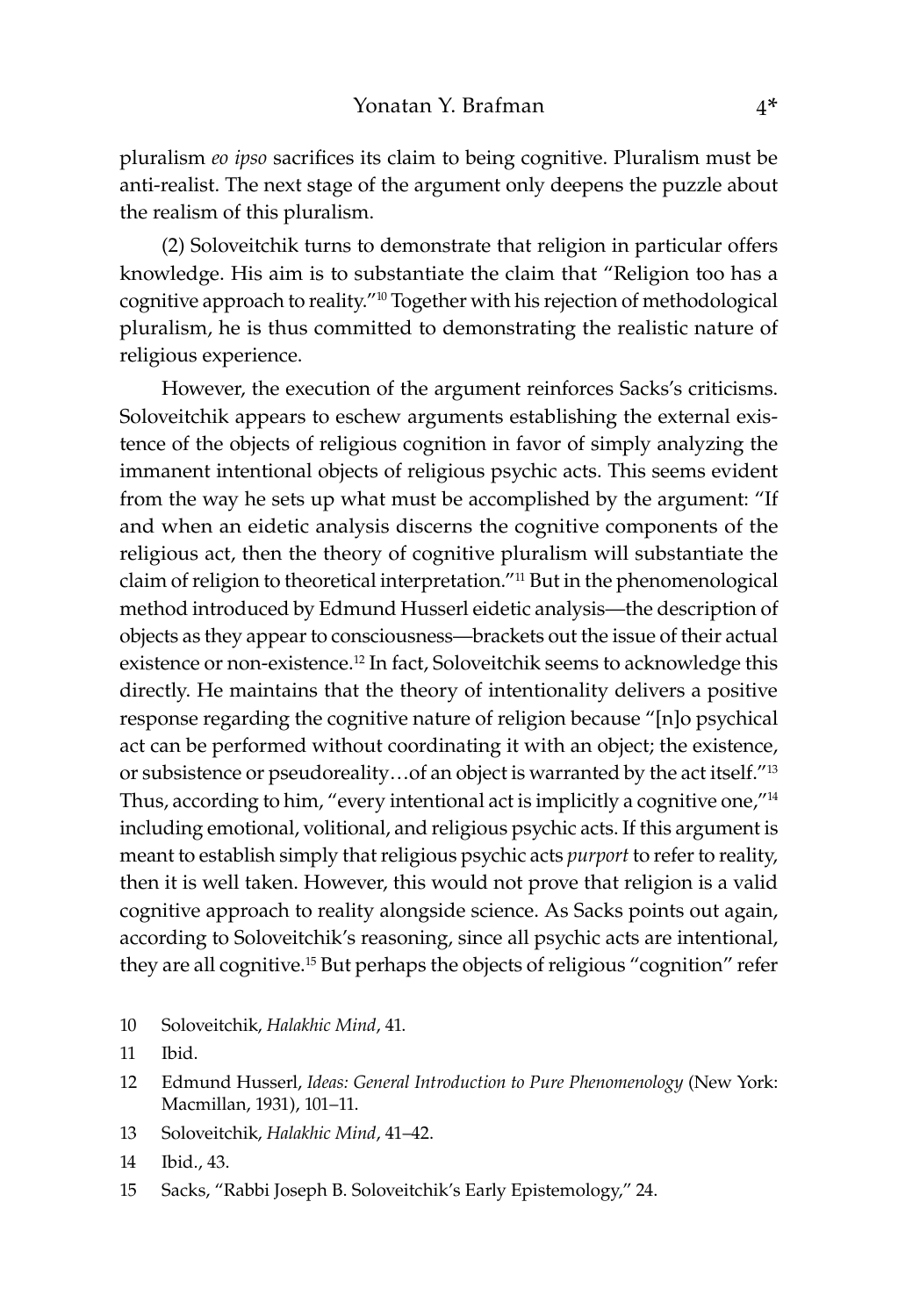pluralism *eo ipso* sacrifices its claim to being cognitive. Pluralism must be anti-realist. The next stage of the argument only deepens the puzzle about the realism of this pluralism.

(2) Soloveitchik turns to demonstrate that religion in particular offers knowledge. His aim is to substantiate the claim that "Religion too has a cognitive approach to reality."[10] Together with his rejection of methodological pluralism, he is thus committed to demonstrating the realistic nature of religious experience.

However, the execution of the argument reinforces Sacks's criticisms. Soloveitchik appears to eschew arguments establishing the external existence of the objects of religious cognition in favor of simply analyzing the immanent intentional objects of religious psychic acts. This seems evident from the way he sets up what must be accomplished by the argument: "If and when an eidetic analysis discerns the cognitive components of the religious act, then the theory of cognitive pluralism will substantiate the claim of religion to theoretical interpretation."[11] But in the phenomenological method introduced by Edmund Husserl eidetic analysis—the description of objects as they appear to consciousness—brackets out the issue of their actual existence or non-existence.[12] In fact, Soloveitchik seems to acknowledge this directly. He maintains that the theory of intentionality delivers a positive response regarding the cognitive nature of religion because "[n]o psychical act can be performed without coordinating it with an object; the existence, or subsistence or pseudoreality…of an object is warranted by the act itself."[13] Thus, according to him, "every intentional act is implicitly a cognitive one,"[14] including emotional, volitional, and religious psychic acts. If this argument is meant to establish simply that religious psychic acts *purport* to refer to reality, then it is well taken. However, this would not prove that religion is a valid cognitive approach to reality alongside science. As Sacks points out again, according to Soloveitchik's reasoning, since all psychic acts are intentional, they are all cognitive.[15] But perhaps the objects of religious "cognition" refer

10 Soloveitchik, *Halakhic Mind*, 41.

11 Ibid.

12 Edmund Husserl, *Ideas: General Introduction to Pure Phenomenology* (New York: Macmillan, 1931), 101–11.

13 Soloveitchik, *Halakhic Mind*, 41–42.

14 Ibid., 43.

15 Sacks, "Rabbi Joseph B. Soloveitchik's Early Epistemology," 24.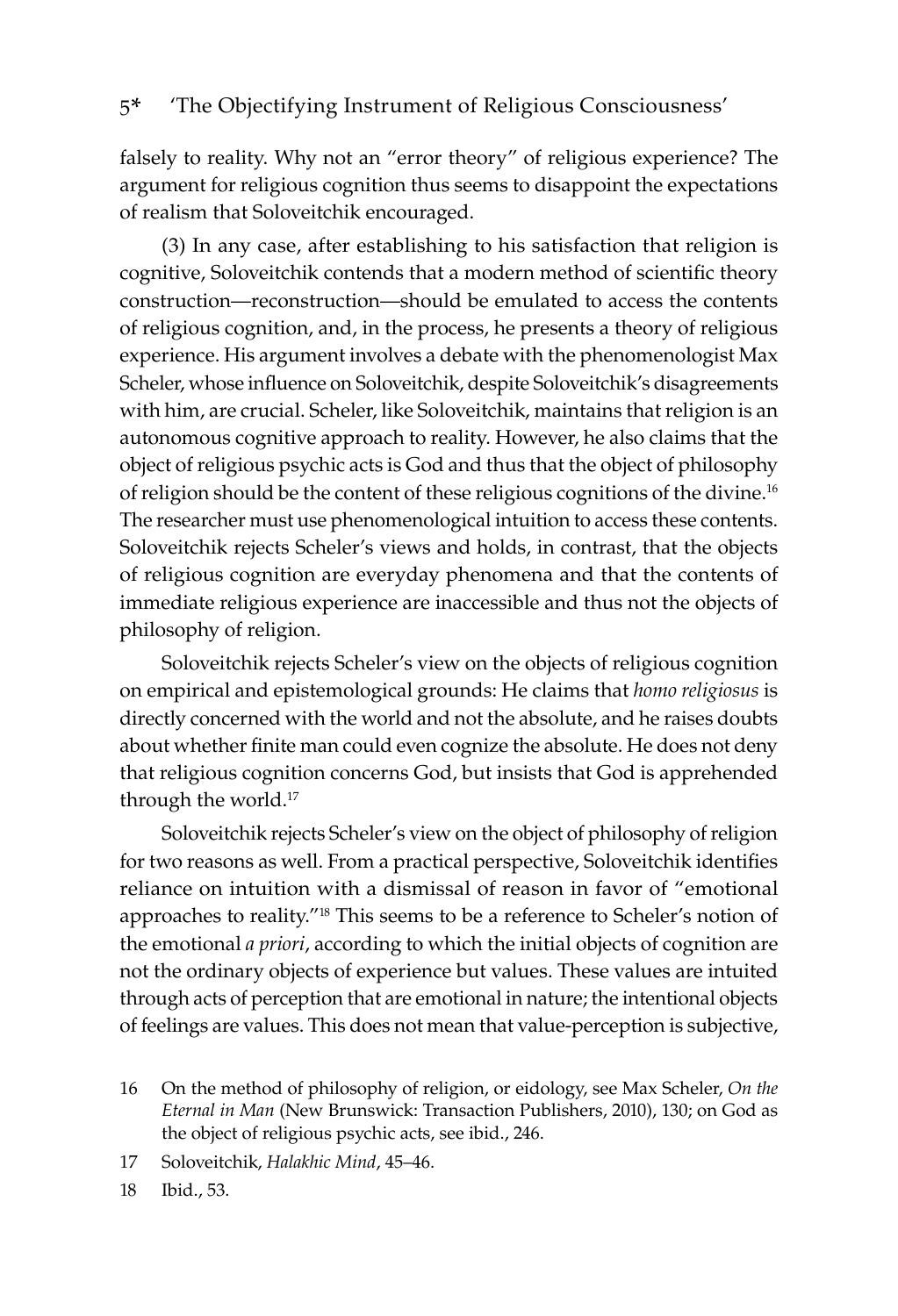falsely to reality. Why not an "error theory" of religious experience? The argument for religious cognition thus seems to disappoint the expectations of realism that Soloveitchik encouraged.

(3) In any case, after establishing to his satisfaction that religion is cognitive, Soloveitchik contends that a modern method of scientific theory construction—reconstruction—should be emulated to access the contents of religious cognition, and, in the process, he presents a theory of religious experience. His argument involves a debate with the phenomenologist Max Scheler, whose influence on Soloveitchik, despite Soloveitchik's disagreements with him, are crucial. Scheler, like Soloveitchik, maintains that religion is an autonomous cognitive approach to reality. However, he also claims that the object of religious psychic acts is God and thus that the object of philosophy of religion should be the content of these religious cognitions of the divine.[16] The researcher must use phenomenological intuition to access these contents. Soloveitchik rejects Scheler's views and holds, in contrast, that the objects of religious cognition are everyday phenomena and that the contents of immediate religious experience are inaccessible and thus not the objects of philosophy of religion.

Soloveitchik rejects Scheler's view on the objects of religious cognition on empirical and epistemological grounds: He claims that *homo religiosus* is directly concerned with the world and not the absolute, and he raises doubts about whether finite man could even cognize the absolute. He does not deny that religious cognition concerns God, but insists that God is apprehended through the world.[17]

Soloveitchik rejects Scheler's view on the object of philosophy of religion for two reasons as well. From a practical perspective, Soloveitchik identifies reliance on intuition with a dismissal of reason in favor of "emotional approaches to reality."[18] This seems to be a reference to Scheler's notion of the emotional *a priori*, according to which the initial objects of cognition are not the ordinary objects of experience but values. These values are intuited through acts of perception that are emotional in nature; the intentional objects of feelings are values. This does not mean that value-perception is subjective,

16 On the method of philosophy of religion, or eidology, see Max Scheler, *On the Eternal in Man* (New Brunswick: Transaction Publishers, 2010), 130; on God as the object of religious psychic acts, see ibid., 246.

17 Soloveitchik, *Halakhic Mind*, 45–46.

18 Ibid., 53.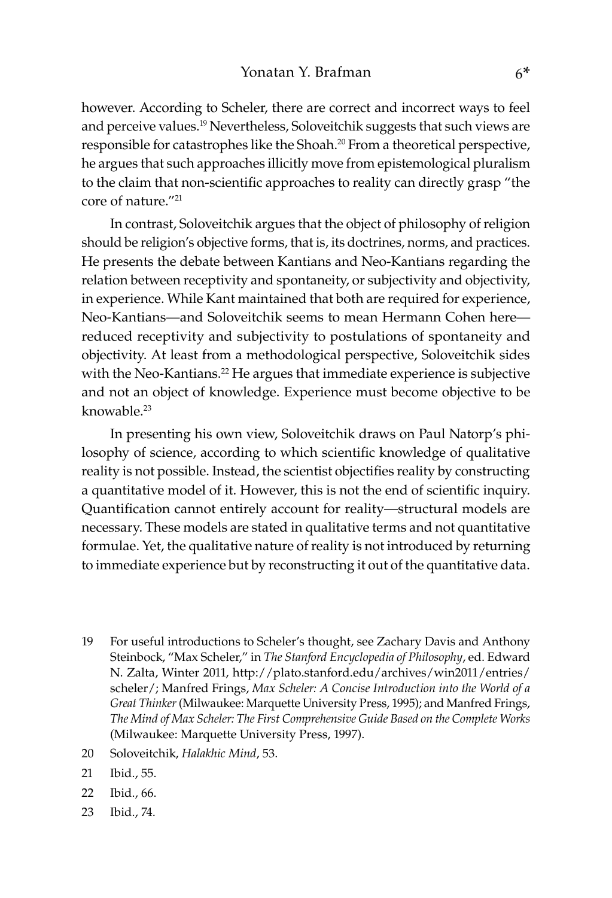however. According to Scheler, there are correct and incorrect ways to feel and perceive values.[19] Nevertheless, Soloveitchik suggests that such views are responsible for catastrophes like the Shoah.[20] From a theoretical perspective, he argues that such approaches illicitly move from epistemological pluralism to the claim that non-scientific approaches to reality can directly grasp "the core of nature."[21]

In contrast, Soloveitchik argues that the object of philosophy of religion should be religion's objective forms, that is, its doctrines, norms, and practices. He presents the debate between Kantians and Neo-Kantians regarding the relation between receptivity and spontaneity, or subjectivity and objectivity, in experience. While Kant maintained that both are required for experience, Neo-Kantians—and Soloveitchik seems to mean Hermann Cohen here—reduced receptivity and subjectivity to postulations of spontaneity and objectivity. At least from a methodological perspective, Soloveitchik sides with the Neo-Kantians.[22] He argues that immediate experience is subjective and not an object of knowledge. Experience must become objective to be knowable.[23]

In presenting his own view, Soloveitchik draws on Paul Natorp's philosophy of science, according to which scientific knowledge of qualitative reality is not possible. Instead, the scientist objectifies reality by constructing a quantitative model of it. However, this is not the end of scientific inquiry. Quantification cannot entirely account for reality—structural models are necessary. These models are stated in qualitative terms and not quantitative formulae. Yet, the qualitative nature of reality is not introduced by returning to immediate experience but by reconstructing it out of the quantitative data.

19 For useful introductions to Scheler's thought, see Zachary Davis and Anthony Steinbock, "Max Scheler," in *The Stanford Encyclopedia of Philosophy*, ed. Edward N. Zalta, Winter 2011, http://plato.stanford.edu/archives/win2011/entries/scheler/; Manfred Frings, *Max Scheler: A Concise Introduction into the World of a Great Thinker* (Milwaukee: Marquette University Press, 1995); and Manfred Frings, *The Mind of Max Scheler: The First Comprehensive Guide Based on the Complete Works* (Milwaukee: Marquette University Press, 1997).

20 Soloveitchik, *Halakhic Mind*, 53.

21 Ibid., 55.

22 Ibid., 66.

23 Ibid., 74.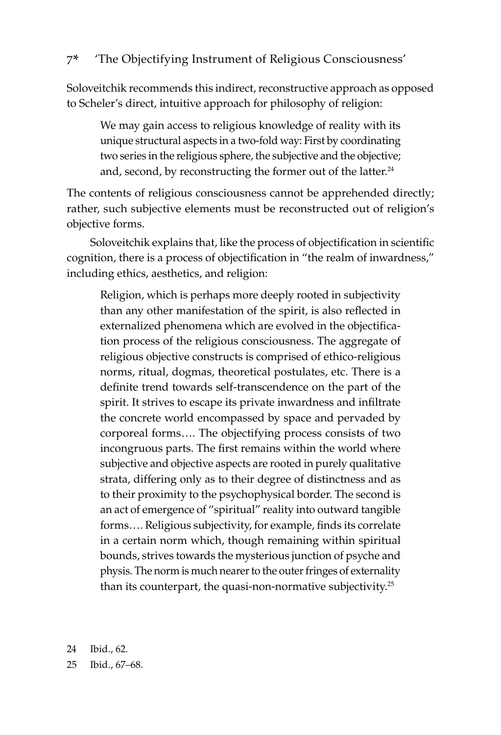Soloveitchik recommends this indirect, reconstructive approach as opposed to Scheler's direct, intuitive approach for philosophy of religion:

> We may gain access to religious knowledge of reality with its unique structural aspects in a two-fold way: First by coordinating two series in the religious sphere, the subjective and the objective; and, second, by reconstructing the former out of the latter.[24]

The contents of religious consciousness cannot be apprehended directly; rather, such subjective elements must be reconstructed out of religion's objective forms.

Soloveitchik explains that, like the process of objectification in scientific cognition, there is a process of objectification in "the realm of inwardness," including ethics, aesthetics, and religion:

> Religion, which is perhaps more deeply rooted in subjectivity than any other manifestation of the spirit, is also reflected in externalized phenomena which are evolved in the objectification process of the religious consciousness. The aggregate of religious objective constructs is comprised of ethico-religious norms, ritual, dogmas, theoretical postulates, etc. There is a definite trend towards self-transcendence on the part of the spirit. It strives to escape its private inwardness and infiltrate the concrete world encompassed by space and pervaded by corporeal forms…. The objectifying process consists of two incongruous parts. The first remains within the world where subjective and objective aspects are rooted in purely qualitative strata, differing only as to their degree of distinctness and as to their proximity to the psychophysical border. The second is an act of emergence of "spiritual" reality into outward tangible forms…. Religious subjectivity, for example, finds its correlate in a certain norm which, though remaining within spiritual bounds, strives towards the mysterious junction of psyche and physis. The norm is much nearer to the outer fringes of externality than its counterpart, the quasi-non-normative subjectivity.[25]

24 Ibid., 62.

25 Ibid., 67–68.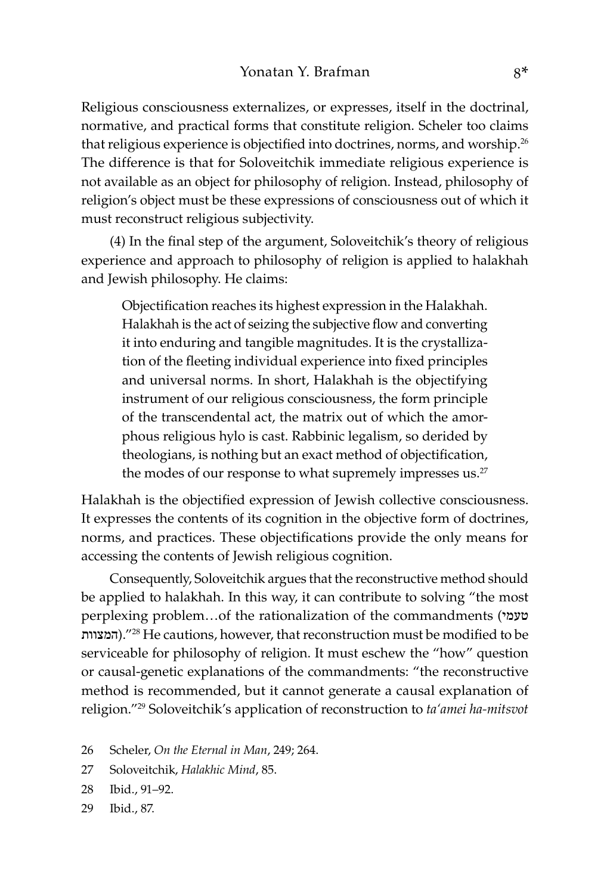Religious consciousness externalizes, or expresses, itself in the doctrinal, normative, and practical forms that constitute religion. Scheler too claims that religious experience is objectified into doctrines, norms, and worship.[26] The difference is that for Soloveitchik immediate religious experience is not available as an object for philosophy of religion. Instead, philosophy of religion's object must be these expressions of consciousness out of which it must reconstruct religious subjectivity.

(4) In the final step of the argument, Soloveitchik's theory of religious experience and approach to philosophy of religion is applied to halakhah and Jewish philosophy. He claims:

> Objectification reaches its highest expression in the Halakhah. Halakhah is the act of seizing the subjective flow and converting it into enduring and tangible magnitudes. It is the crystallization of the fleeting individual experience into fixed principles and universal norms. In short, Halakhah is the objectifying instrument of our religious consciousness, the form principle of the transcendental act, the matrix out of which the amorphous religious hylo is cast. Rabbinic legalism, so derided by theologians, is nothing but an exact method of objectification, the modes of our response to what supremely impresses us.[27]

Halakhah is the objectified expression of Jewish collective consciousness. It expresses the contents of its cognition in the objective form of doctrines, norms, and practices. These objectifications provide the only means for accessing the contents of Jewish religious cognition.

Consequently, Soloveitchik argues that the reconstructive method should be applied to halakhah. In this way, it can contribute to solving "the most perplexing problem…of the rationalization of the commandments (טעמי המצוות)."[28] He cautions, however, that reconstruction must be modified to be serviceable for philosophy of religion. It must eschew the "how" question or causal-genetic explanations of the commandments: "the reconstructive method is recommended, but it cannot generate a causal explanation of religion."[29] Soloveitchik's application of reconstruction to *ta'amei ha-mitsvot*

26 Scheler, *On the Eternal in Man*, 249; 264.

27 Soloveitchik, *Halakhic Mind*, 85.

28 Ibid., 91–92.

29 Ibid., 87.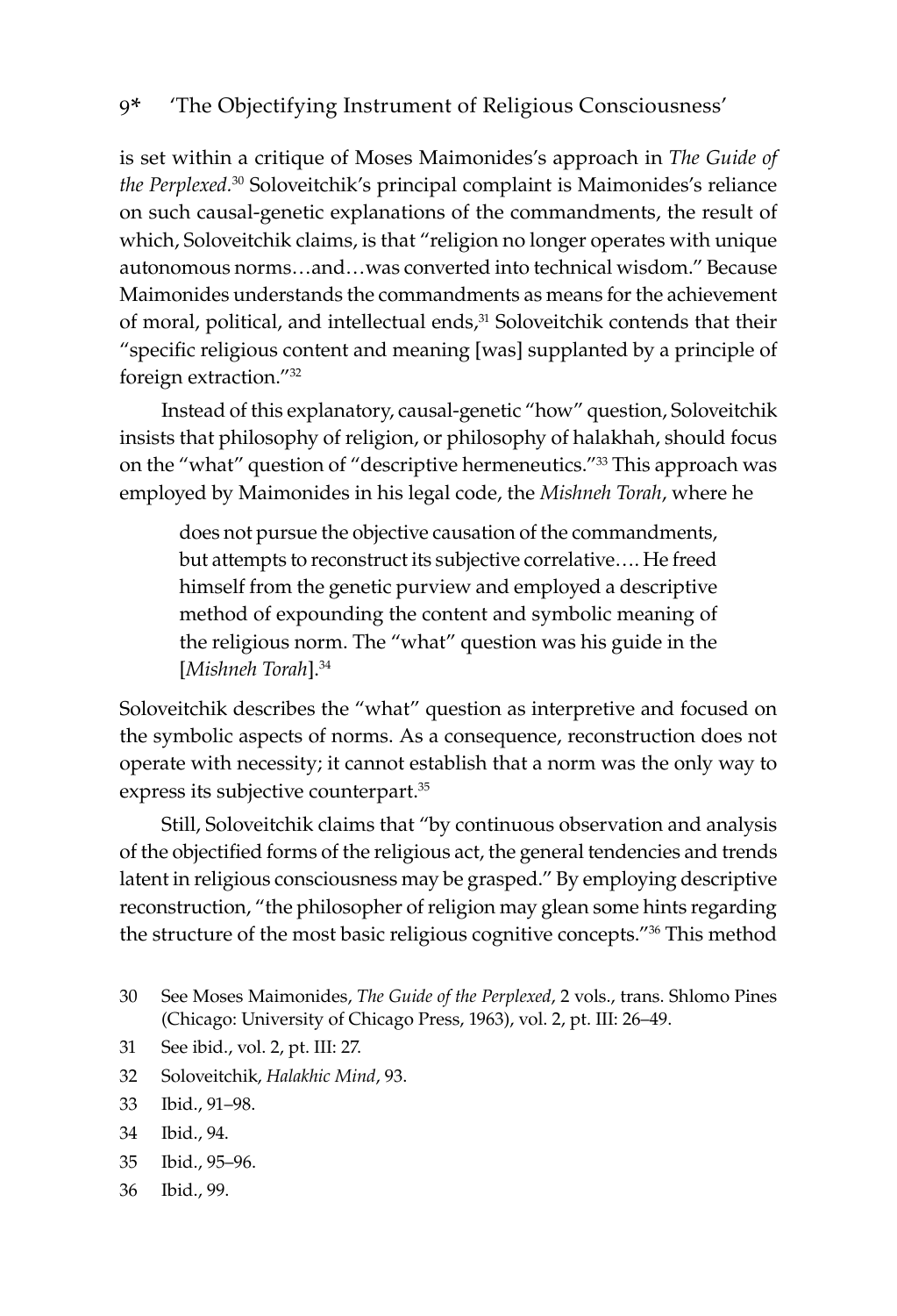is set within a critique of Moses Maimonides's approach in *The Guide of the Perplexed*.[30] Soloveitchik's principal complaint is Maimonides's reliance on such causal-genetic explanations of the commandments, the result of which, Soloveitchik claims, is that "religion no longer operates with unique autonomous norms…and…was converted into technical wisdom." Because Maimonides understands the commandments as means for the achievement of moral, political, and intellectual ends,[31] Soloveitchik contends that their "specific religious content and meaning [was] supplanted by a principle of foreign extraction."[32]

Instead of this explanatory, causal-genetic "how" question, Soloveitchik insists that philosophy of religion, or philosophy of halakhah, should focus on the "what" question of "descriptive hermeneutics."[33] This approach was employed by Maimonides in his legal code, the *Mishneh Torah*, where he

> does not pursue the objective causation of the commandments, but attempts to reconstruct its subjective correlative…. He freed himself from the genetic purview and employed a descriptive method of expounding the content and symbolic meaning of the religious norm. The "what" question was his guide in the [*Mishneh Torah*].[34]

Soloveitchik describes the "what" question as interpretive and focused on the symbolic aspects of norms. As a consequence, reconstruction does not operate with necessity; it cannot establish that a norm was the only way to express its subjective counterpart.[35]

Still, Soloveitchik claims that "by continuous observation and analysis of the objectified forms of the religious act, the general tendencies and trends latent in religious consciousness may be grasped." By employing descriptive reconstruction, "the philosopher of religion may glean some hints regarding the structure of the most basic religious cognitive concepts."[36] This method

30 See Moses Maimonides, *The Guide of the Perplexed*, 2 vols., trans. Shlomo Pines (Chicago: University of Chicago Press, 1963), vol. 2, pt. III: 26–49.

31 See ibid., vol. 2, pt. III: 27.

32 Soloveitchik, *Halakhic Mind*, 93.

33 Ibid., 91–98.

34 Ibid., 94.

35 Ibid., 95–96.

36 Ibid., 99.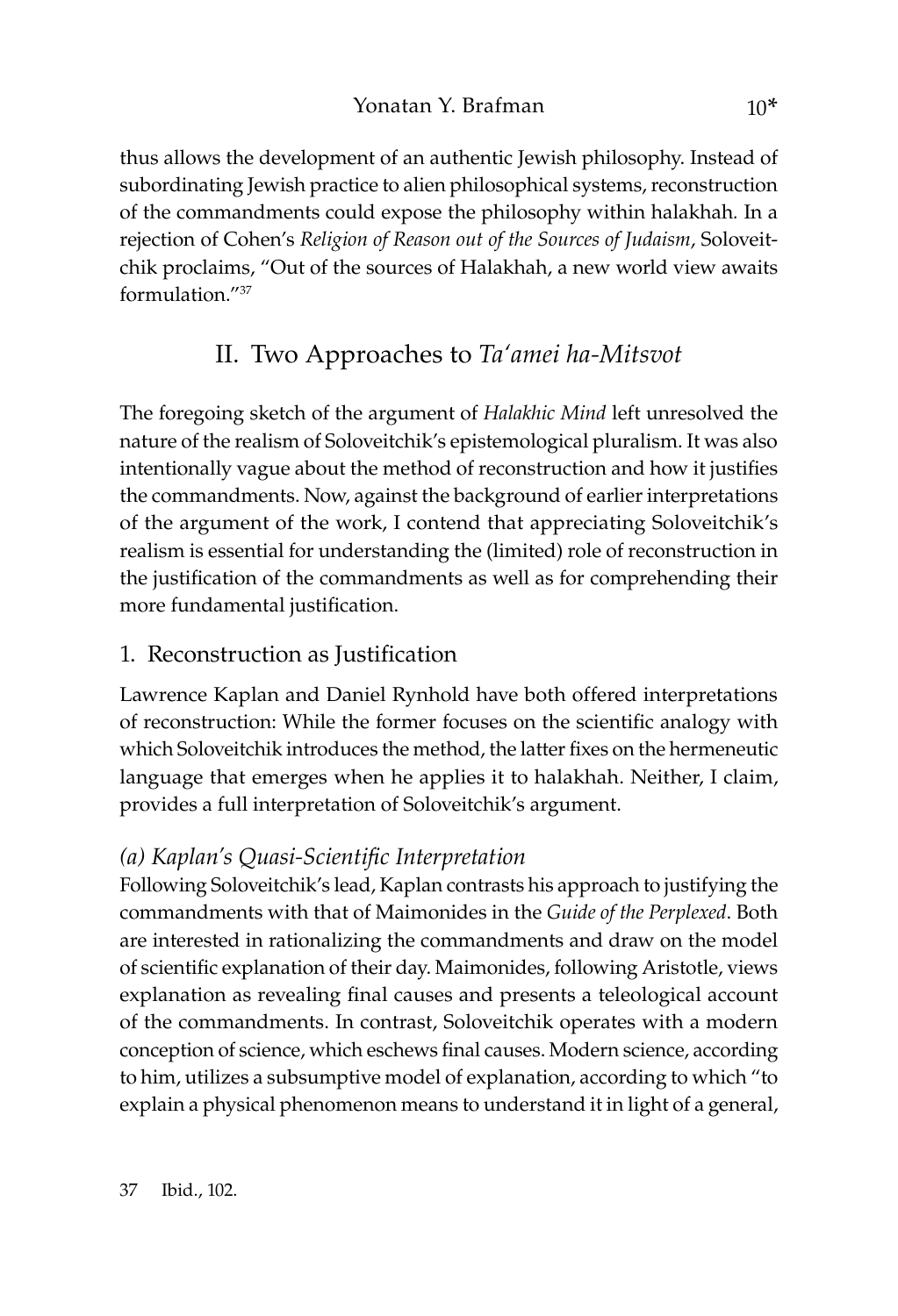thus allows the development of an authentic Jewish philosophy. Instead of subordinating Jewish practice to alien philosophical systems, reconstruction of the commandments could expose the philosophy within halakhah. In a rejection of Cohen's *Religion of Reason out of the Sources of Judaism*, Soloveitchik proclaims, "Out of the sources of Halakhah, a new world view awaits formulation."[37]

## II. Two Approaches to *Ta'amei ha-Mitsvot*

The foregoing sketch of the argument of *Halakhic Mind* left unresolved the nature of the realism of Soloveitchik's epistemological pluralism. It was also intentionally vague about the method of reconstruction and how it justifies the commandments. Now, against the background of earlier interpretations of the argument of the work, I contend that appreciating Soloveitchik's realism is essential for understanding the (limited) role of reconstruction in the justification of the commandments as well as for comprehending their more fundamental justification.

### 1. Reconstruction as Justification

Lawrence Kaplan and Daniel Rynhold have both offered interpretations of reconstruction: While the former focuses on the scientific analogy with which Soloveitchik introduces the method, the latter fixes on the hermeneutic language that emerges when he applies it to halakhah. Neither, I claim, provides a full interpretation of Soloveitchik's argument.

#### *(a) Kaplan's Quasi-Scientific Interpretation*

Following Soloveitchik's lead, Kaplan contrasts his approach to justifying the commandments with that of Maimonides in the *Guide of the Perplexed*. Both are interested in rationalizing the commandments and draw on the model of scientific explanation of their day. Maimonides, following Aristotle, views explanation as revealing final causes and presents a teleological account of the commandments. In contrast, Soloveitchik operates with a modern conception of science, which eschews final causes. Modern science, according to him, utilizes a subsumptive model of explanation, according to which "to explain a physical phenomenon means to understand it in light of a general,

37 Ibid., 102.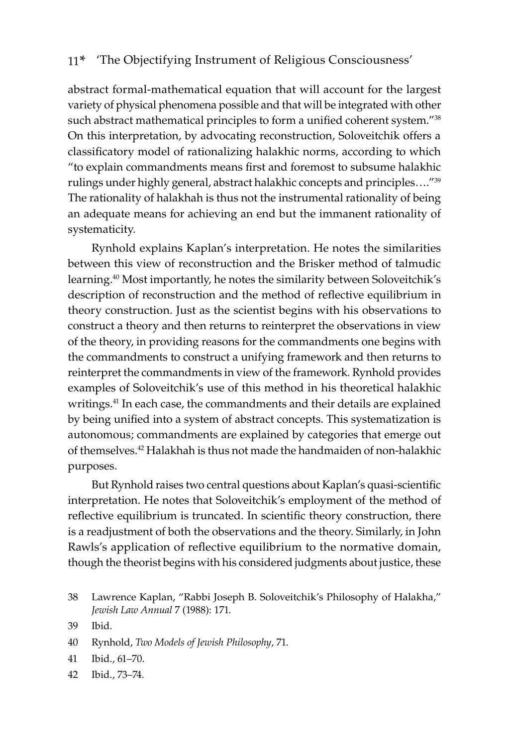abstract formal-mathematical equation that will account for the largest variety of physical phenomena possible and that will be integrated with other such abstract mathematical principles to form a unified coherent system."[38] On this interpretation, by advocating reconstruction, Soloveitchik offers a classificatory model of rationalizing halakhic norms, according to which "to explain commandments means first and foremost to subsume halakhic rulings under highly general, abstract halakhic concepts and principles…."[39] The rationality of halakhah is thus not the instrumental rationality of being an adequate means for achieving an end but the immanent rationality of systematicity.

Rynhold explains Kaplan's interpretation. He notes the similarities between this view of reconstruction and the Brisker method of talmudic learning.[40] Most importantly, he notes the similarity between Soloveitchik's description of reconstruction and the method of reflective equilibrium in theory construction. Just as the scientist begins with his observations to construct a theory and then returns to reinterpret the observations in view of the theory, in providing reasons for the commandments one begins with the commandments to construct a unifying framework and then returns to reinterpret the commandments in view of the framework. Rynhold provides examples of Soloveitchik's use of this method in his theoretical halakhic writings.[41] In each case, the commandments and their details are explained by being unified into a system of abstract concepts. This systematization is autonomous; commandments are explained by categories that emerge out of themselves.[42] Halakhah is thus not made the handmaiden of non-halakhic purposes.

But Rynhold raises two central questions about Kaplan's quasi-scientific interpretation. He notes that Soloveitchik's employment of the method of reflective equilibrium is truncated. In scientific theory construction, there is a readjustment of both the observations and the theory. Similarly, in John Rawls's application of reflective equilibrium to the normative domain, though the theorist begins with his considered judgments about justice, these

38 Lawrence Kaplan, "Rabbi Joseph B. Soloveitchik's Philosophy of Halakha," *Jewish Law Annual* 7 (1988): 171.

39 Ibid.

40 Rynhold, *Two Models of Jewish Philosophy*, 71.

41 Ibid., 61–70.

42 Ibid., 73–74.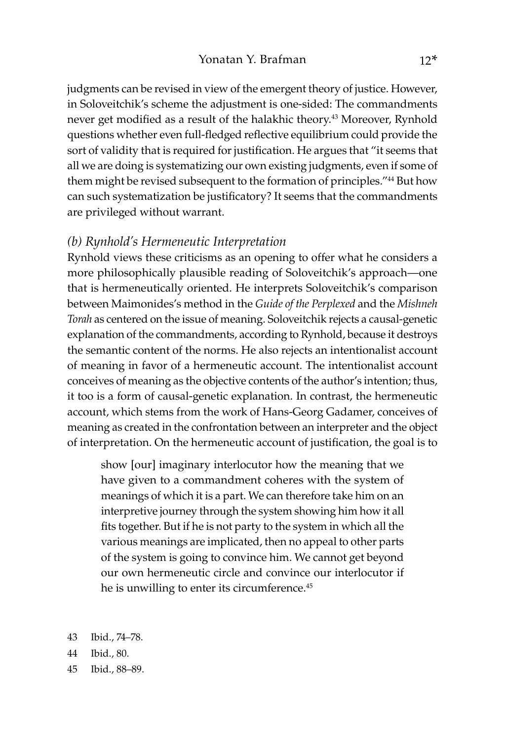judgments can be revised in view of the emergent theory of justice. However, in Soloveitchik's scheme the adjustment is one-sided: The commandments never get modified as a result of the halakhic theory.[43] Moreover, Rynhold questions whether even full-fledged reflective equilibrium could provide the sort of validity that is required for justification. He argues that "it seems that all we are doing is systematizing our own existing judgments, even if some of them might be revised subsequent to the formation of principles."[44] But how can such systematization be justificatory? It seems that the commandments are privileged without warrant.

### *(b) Rynhold's Hermeneutic Interpretation*

Rynhold views these criticisms as an opening to offer what he considers a more philosophically plausible reading of Soloveitchik's approach—one that is hermeneutically oriented. He interprets Soloveitchik's comparison between Maimonides's method in the *Guide of the Perplexed* and the *Mishneh Torah* as centered on the issue of meaning. Soloveitchik rejects a causal-genetic explanation of the commandments, according to Rynhold, because it destroys the semantic content of the norms. He also rejects an intentionalist account of meaning in favor of a hermeneutic account. The intentionalist account conceives of meaning as the objective contents of the author's intention; thus, it too is a form of causal-genetic explanation. In contrast, the hermeneutic account, which stems from the work of Hans-Georg Gadamer, conceives of meaning as created in the confrontation between an interpreter and the object of interpretation. On the hermeneutic account of justification, the goal is to

> show [our] imaginary interlocutor how the meaning that we have given to a commandment coheres with the system of meanings of which it is a part. We can therefore take him on an interpretive journey through the system showing him how it all fits together. But if he is not party to the system in which all the various meanings are implicated, then no appeal to other parts of the system is going to convince him. We cannot get beyond our own hermeneutic circle and convince our interlocutor if he is unwilling to enter its circumference.[45]

43 Ibid., 74–78.

44 Ibid., 80.

45 Ibid., 88–89.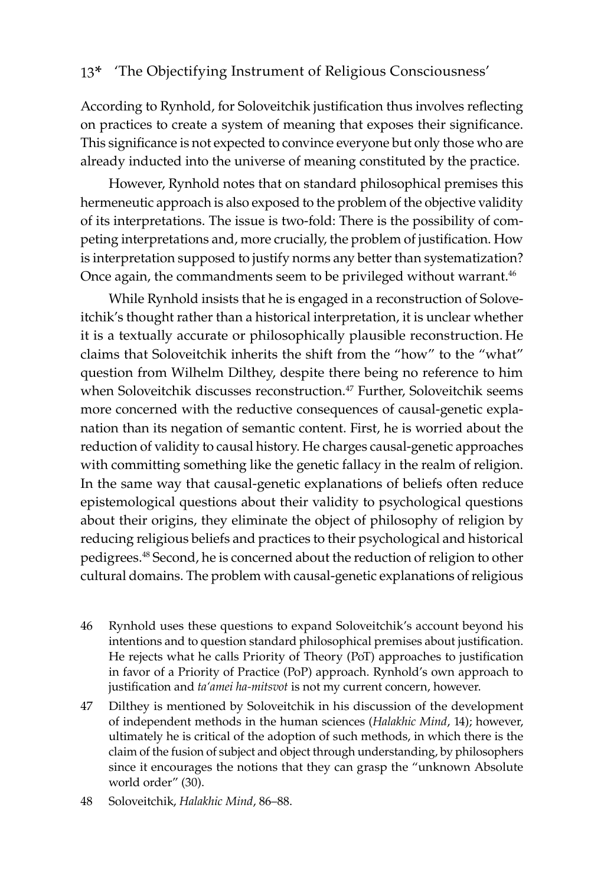According to Rynhold, for Soloveitchik justification thus involves reflecting on practices to create a system of meaning that exposes their significance. This significance is not expected to convince everyone but only those who are already inducted into the universe of meaning constituted by the practice.

However, Rynhold notes that on standard philosophical premises this hermeneutic approach is also exposed to the problem of the objective validity of its interpretations. The issue is two-fold: There is the possibility of competing interpretations and, more crucially, the problem of justification. How is interpretation supposed to justify norms any better than systematization? Once again, the commandments seem to be privileged without warrant.[46]

While Rynhold insists that he is engaged in a reconstruction of Soloveitchik's thought rather than a historical interpretation, it is unclear whether it is a textually accurate or philosophically plausible reconstruction. He claims that Soloveitchik inherits the shift from the "how" to the "what" question from Wilhelm Dilthey, despite there being no reference to him when Soloveitchik discusses reconstruction.[47] Further, Soloveitchik seems more concerned with the reductive consequences of causal-genetic explanation than its negation of semantic content. First, he is worried about the reduction of validity to causal history. He charges causal-genetic approaches with committing something like the genetic fallacy in the realm of religion. In the same way that causal-genetic explanations of beliefs often reduce epistemological questions about their validity to psychological questions about their origins, they eliminate the object of philosophy of religion by reducing religious beliefs and practices to their psychological and historical pedigrees.[48] Second, he is concerned about the reduction of religion to other cultural domains. The problem with causal-genetic explanations of religious

46 Rynhold uses these questions to expand Soloveitchik's account beyond his intentions and to question standard philosophical premises about justification. He rejects what he calls Priority of Theory (PoT) approaches to justification in favor of a Priority of Practice (PoP) approach. Rynhold's own approach to justification and *ta'amei ha-mitsvot* is not my current concern, however.

47 Dilthey is mentioned by Soloveitchik in his discussion of the development of independent methods in the human sciences (*Halakhic Mind*, 14); however, ultimately he is critical of the adoption of such methods, in which there is the claim of the fusion of subject and object through understanding, by philosophers since it encourages the notions that they can grasp the "unknown Absolute world order" (30).

48 Soloveitchik, *Halakhic Mind*, 86–88.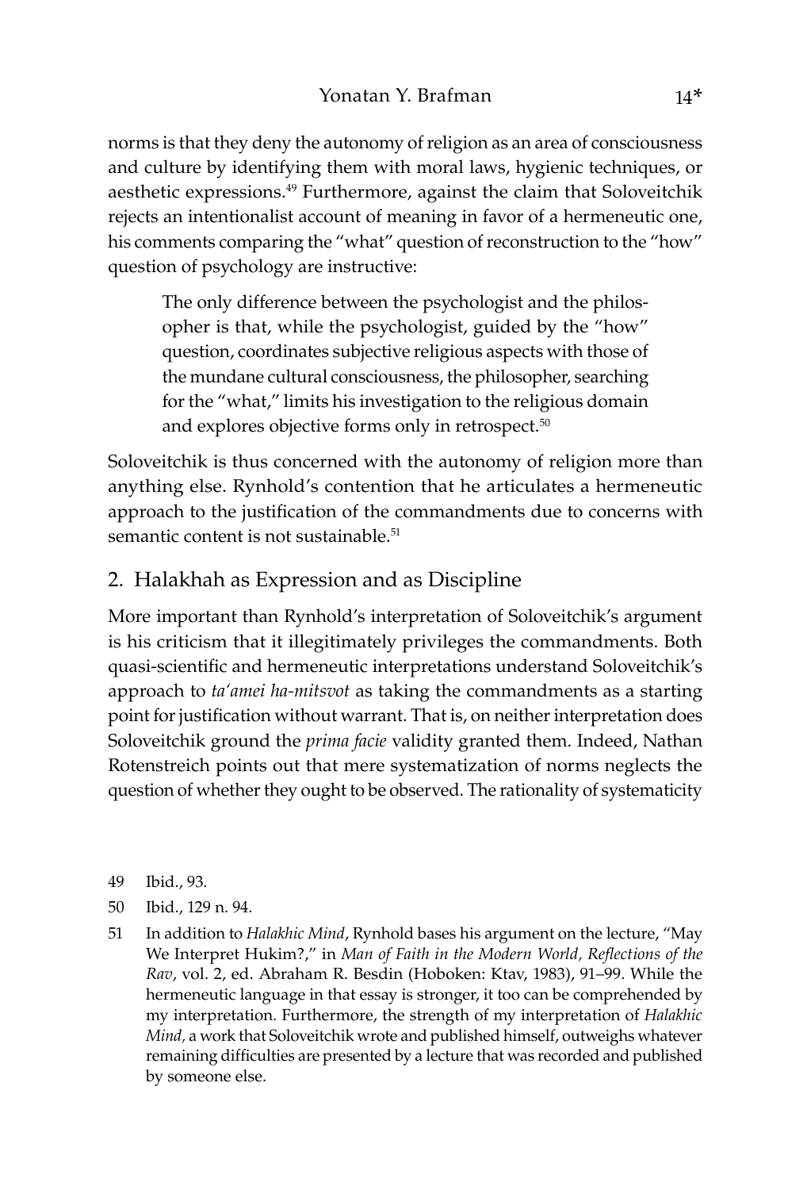norms is that they deny the autonomy of religion as an area of consciousness and culture by identifying them with moral laws, hygienic techniques, or aesthetic expressions.[49] Furthermore, against the claim that Soloveitchik rejects an intentionalist account of meaning in favor of a hermeneutic one, his comments comparing the "what" question of reconstruction to the "how" question of psychology are instructive:

> The only difference between the psychologist and the philosopher is that, while the psychologist, guided by the "how" question, coordinates subjective religious aspects with those of the mundane cultural consciousness, the philosopher, searching for the "what," limits his investigation to the religious domain and explores objective forms only in retrospect.[50]

Soloveitchik is thus concerned with the autonomy of religion more than anything else. Rynhold's contention that he articulates a hermeneutic approach to the justification of the commandments due to concerns with semantic content is not sustainable.[51]

## 2. Halakhah as Expression and as Discipline

More important than Rynhold's interpretation of Soloveitchik's argument is his criticism that it illegitimately privileges the commandments. Both quasi-scientific and hermeneutic interpretations understand Soloveitchik's approach to *ta'amei ha-mitsvot* as taking the commandments as a starting point for justification without warrant. That is, on neither interpretation does Soloveitchik ground the *prima facie* validity granted them. Indeed, Nathan Rotenstreich points out that mere systematization of norms neglects the question of whether they ought to be observed. The rationality of systematicity

---

49 Ibid., 93.

50 Ibid., 129 n. 94.

51 In addition to *Halakhic Mind*, Rynhold bases his argument on the lecture, "May We Interpret Hukim?," in *Man of Faith in the Modern World, Reflections of the Rav*, vol. 2, ed. Abraham R. Besdin (Hoboken: Ktav, 1983), 91–99. While the hermeneutic language in that essay is stronger, it too can be comprehended by my interpretation. Furthermore, the strength of my interpretation of *Halakhic Mind,* a work that Soloveitchik wrote and published himself, outweighs whatever remaining difficulties are presented by a lecture that was recorded and published by someone else.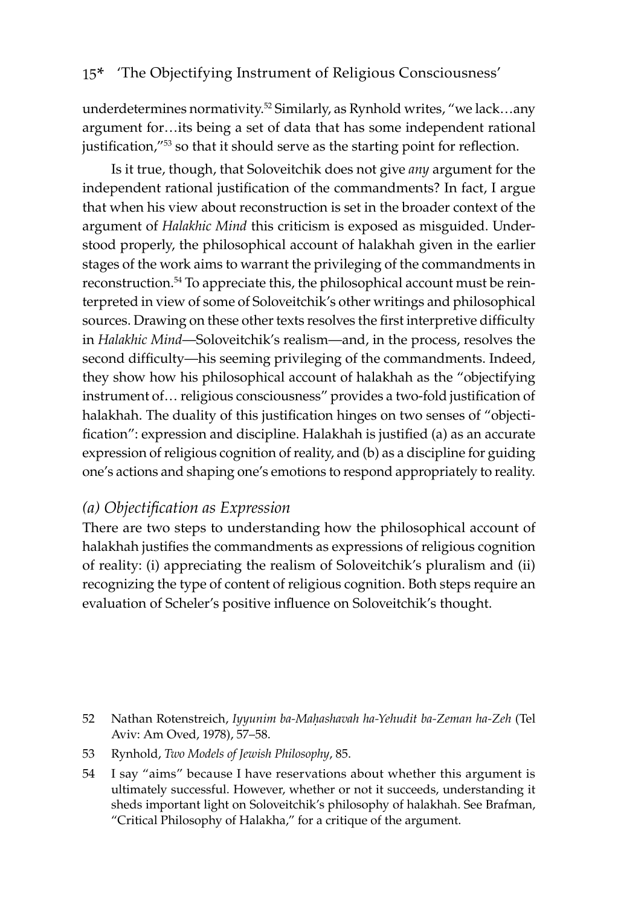underdetermines normativity.[52] Similarly, as Rynhold writes, "we lack…any argument for…its being a set of data that has some independent rational justification,"[53] so that it should serve as the starting point for reflection.

Is it true, though, that Soloveitchik does not give *any* argument for the independent rational justification of the commandments? In fact, I argue that when his view about reconstruction is set in the broader context of the argument of *Halakhic Mind* this criticism is exposed as misguided. Understood properly, the philosophical account of halakhah given in the earlier stages of the work aims to warrant the privileging of the commandments in reconstruction.[54] To appreciate this, the philosophical account must be reinterpreted in view of some of Soloveitchik's other writings and philosophical sources. Drawing on these other texts resolves the first interpretive difficulty in *Halakhic Mind*—Soloveitchik's realism—and, in the process, resolves the second difficulty—his seeming privileging of the commandments. Indeed, they show how his philosophical account of halakhah as the "objectifying instrument of… religious consciousness" provides a two-fold justification of halakhah. The duality of this justification hinges on two senses of "objectification": expression and discipline. Halakhah is justified (a) as an accurate expression of religious cognition of reality, and (b) as a discipline for guiding one's actions and shaping one's emotions to respond appropriately to reality.

### *(a) Objectification as Expression*

There are two steps to understanding how the philosophical account of halakhah justifies the commandments as expressions of religious cognition of reality: (i) appreciating the realism of Soloveitchik's pluralism and (ii) recognizing the type of content of religious cognition. Both steps require an evaluation of Scheler's positive influence on Soloveitchik's thought.

---

52 Nathan Rotenstreich, *Iyyunim ba-Maḥashavah ha-Yehudit ba-Zeman ha-Zeh* (Tel Aviv: Am Oved, 1978), 57–58.

53 Rynhold, *Two Models of Jewish Philosophy*, 85.

54 I say "aims" because I have reservations about whether this argument is ultimately successful. However, whether or not it succeeds, understanding it sheds important light on Soloveitchik's philosophy of halakhah. See Brafman, "Critical Philosophy of Halakha," for a critique of the argument.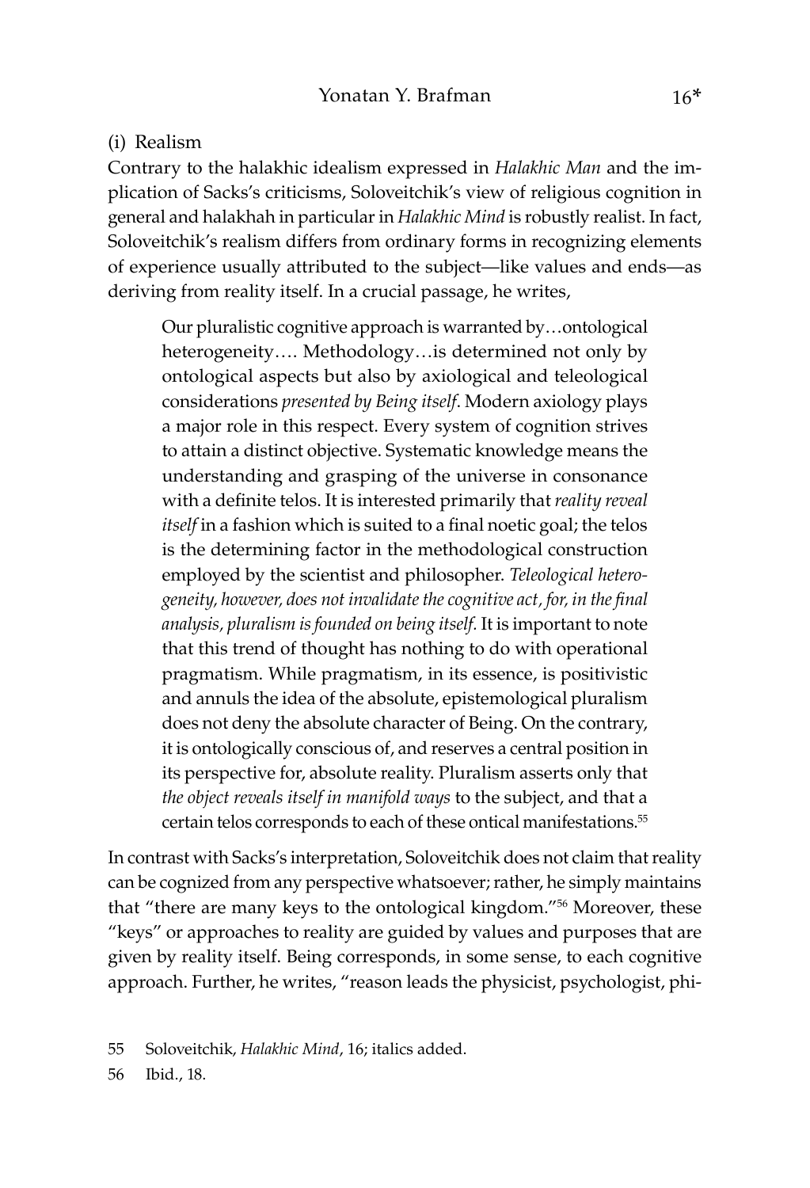(i) Realism

Contrary to the halakhic idealism expressed in *Halakhic Man* and the implication of Sacks's criticisms, Soloveitchik's view of religious cognition in general and halakhah in particular in *Halakhic Mind* is robustly realist. In fact, Soloveitchik's realism differs from ordinary forms in recognizing elements of experience usually attributed to the subject—like values and ends—as deriving from reality itself. In a crucial passage, he writes,

> Our pluralistic cognitive approach is warranted by…ontological heterogeneity…. Methodology…is determined not only by ontological aspects but also by axiological and teleological considerations *presented by Being itself*. Modern axiology plays a major role in this respect. Every system of cognition strives to attain a distinct objective. Systematic knowledge means the understanding and grasping of the universe in consonance with a definite telos. It is interested primarily that *reality reveal itself* in a fashion which is suited to a final noetic goal; the telos is the determining factor in the methodological construction employed by the scientist and philosopher. *Teleological heterogeneity, however, does not invalidate the cognitive act, for, in the final analysis, pluralism is founded on being itself.* It is important to note that this trend of thought has nothing to do with operational pragmatism. While pragmatism, in its essence, is positivistic and annuls the idea of the absolute, epistemological pluralism does not deny the absolute character of Being. On the contrary, it is ontologically conscious of, and reserves a central position in its perspective for, absolute reality. Pluralism asserts only that *the object reveals itself in manifold ways* to the subject, and that a certain telos corresponds to each of these ontical manifestations.[55]

In contrast with Sacks's interpretation, Soloveitchik does not claim that reality can be cognized from any perspective whatsoever; rather, he simply maintains that "there are many keys to the ontological kingdom."[56] Moreover, these "keys" or approaches to reality are guided by values and purposes that are given by reality itself. Being corresponds, in some sense, to each cognitive approach. Further, he writes, "reason leads the physicist, psychologist, phi-

55 Soloveitchik, *Halakhic Mind*, 16; italics added.

56 Ibid., 18.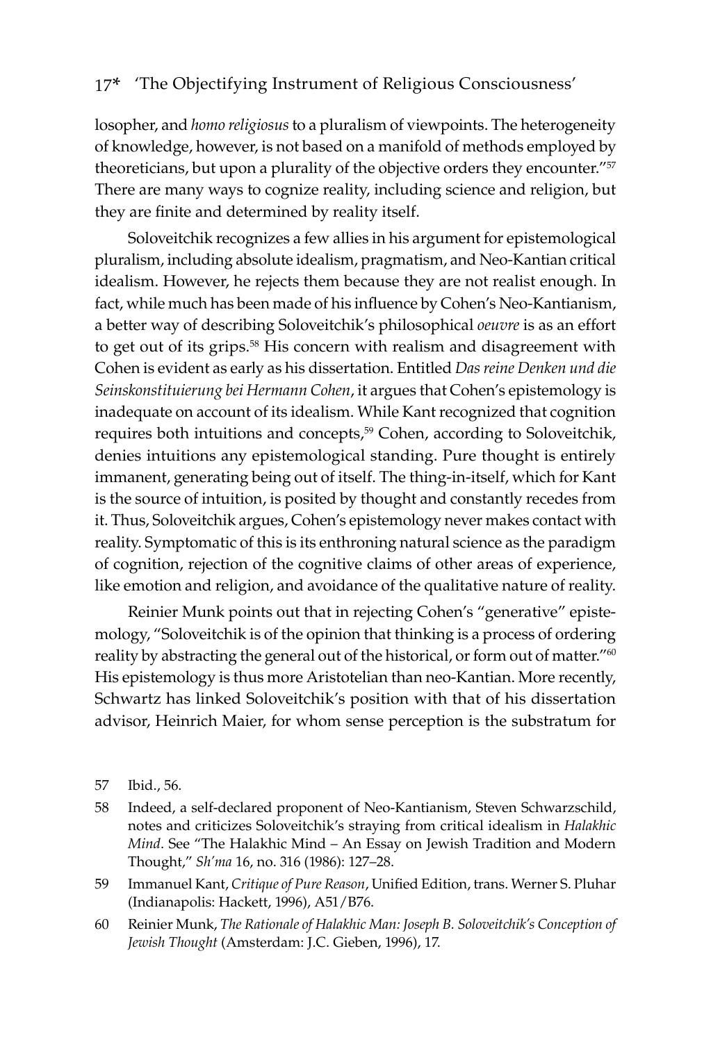losopher, and *homo religiosus* to a pluralism of viewpoints. The heterogeneity of knowledge, however, is not based on a manifold of methods employed by theoreticians, but upon a plurality of the objective orders they encounter."[57] There are many ways to cognize reality, including science and religion, but they are finite and determined by reality itself.

Soloveitchik recognizes a few allies in his argument for epistemological pluralism, including absolute idealism, pragmatism, and Neo-Kantian critical idealism. However, he rejects them because they are not realist enough. In fact, while much has been made of his influence by Cohen's Neo-Kantianism, a better way of describing Soloveitchik's philosophical *oeuvre* is as an effort to get out of its grips.[58] His concern with realism and disagreement with Cohen is evident as early as his dissertation. Entitled *Das reine Denken und die Seinskonstituierung bei Hermann Cohen*, it argues that Cohen's epistemology is inadequate on account of its idealism. While Kant recognized that cognition requires both intuitions and concepts,[59] Cohen, according to Soloveitchik, denies intuitions any epistemological standing. Pure thought is entirely immanent, generating being out of itself. The thing-in-itself, which for Kant is the source of intuition, is posited by thought and constantly recedes from it. Thus, Soloveitchik argues, Cohen's epistemology never makes contact with reality. Symptomatic of this is its enthroning natural science as the paradigm of cognition, rejection of the cognitive claims of other areas of experience, like emotion and religion, and avoidance of the qualitative nature of reality.

Reinier Munk points out that in rejecting Cohen's "generative" epistemology, "Soloveitchik is of the opinion that thinking is a process of ordering reality by abstracting the general out of the historical, or form out of matter."[60] His epistemology is thus more Aristotelian than neo-Kantian. More recently, Schwartz has linked Soloveitchik's position with that of his dissertation advisor, Heinrich Maier, for whom sense perception is the substratum for

57 Ibid., 56.

58 Indeed, a self-declared proponent of Neo-Kantianism, Steven Schwarzschild, notes and criticizes Soloveitchik's straying from critical idealism in *Halakhic Mind*. See "The Halakhic Mind – An Essay on Jewish Tradition and Modern Thought," *Sh'ma* 16, no. 316 (1986): 127–28.

59 Immanuel Kant, *Critique of Pure Reason*, Unified Edition, trans. Werner S. Pluhar (Indianapolis: Hackett, 1996), A51/B76.

60 Reinier Munk, *The Rationale of Halakhic Man: Joseph B. Soloveitchik's Conception of Jewish Thought* (Amsterdam: J.C. Gieben, 1996), 17.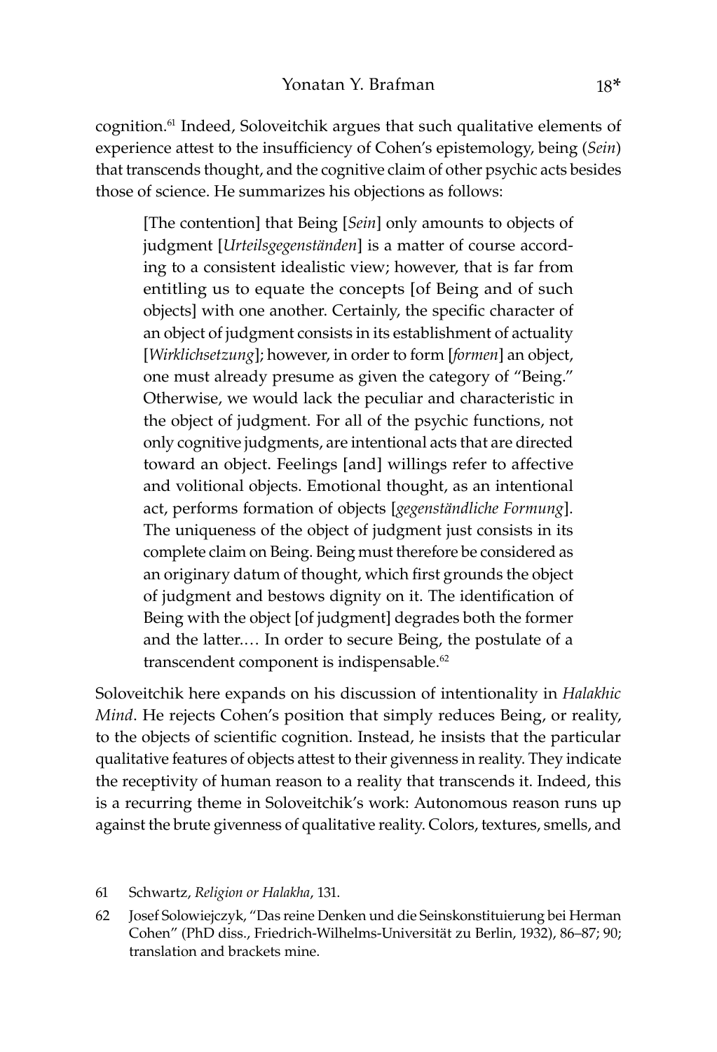cognition.[61] Indeed, Soloveitchik argues that such qualitative elements of experience attest to the insufficiency of Cohen's epistemology, being (*Sein*) that transcends thought, and the cognitive claim of other psychic acts besides those of science. He summarizes his objections as follows:

> [The contention] that Being [*Sein*] only amounts to objects of judgment [*Urteilsgegenständen*] is a matter of course according to a consistent idealistic view; however, that is far from entitling us to equate the concepts [of Being and of such objects] with one another. Certainly, the specific character of an object of judgment consists in its establishment of actuality [*Wirklichsetzung*]; however, in order to form [*formen*] an object, one must already presume as given the category of "Being." Otherwise, we would lack the peculiar and characteristic in the object of judgment. For all of the psychic functions, not only cognitive judgments, are intentional acts that are directed toward an object. Feelings [and] willings refer to affective and volitional objects. Emotional thought, as an intentional act, performs formation of objects [*gegenständliche Formung*]. The uniqueness of the object of judgment just consists in its complete claim on Being. Being must therefore be considered as an originary datum of thought, which first grounds the object of judgment and bestows dignity on it. The identification of Being with the object [of judgment] degrades both the former and the latter.… In order to secure Being, the postulate of a transcendent component is indispensable.[62]

Soloveitchik here expands on his discussion of intentionality in *Halakhic Mind*. He rejects Cohen's position that simply reduces Being, or reality, to the objects of scientific cognition. Instead, he insists that the particular qualitative features of objects attest to their givenness in reality. They indicate the receptivity of human reason to a reality that transcends it. Indeed, this is a recurring theme in Soloveitchik's work: Autonomous reason runs up against the brute givenness of qualitative reality. Colors, textures, smells, and

61 Schwartz, *Religion or Halakha*, 131.

62 Josef Solowiejczyk, "Das reine Denken und die Seinskonstituierung bei Herman Cohen" (PhD diss., Friedrich-Wilhelms-Universität zu Berlin, 1932), 86–87; 90; translation and brackets mine.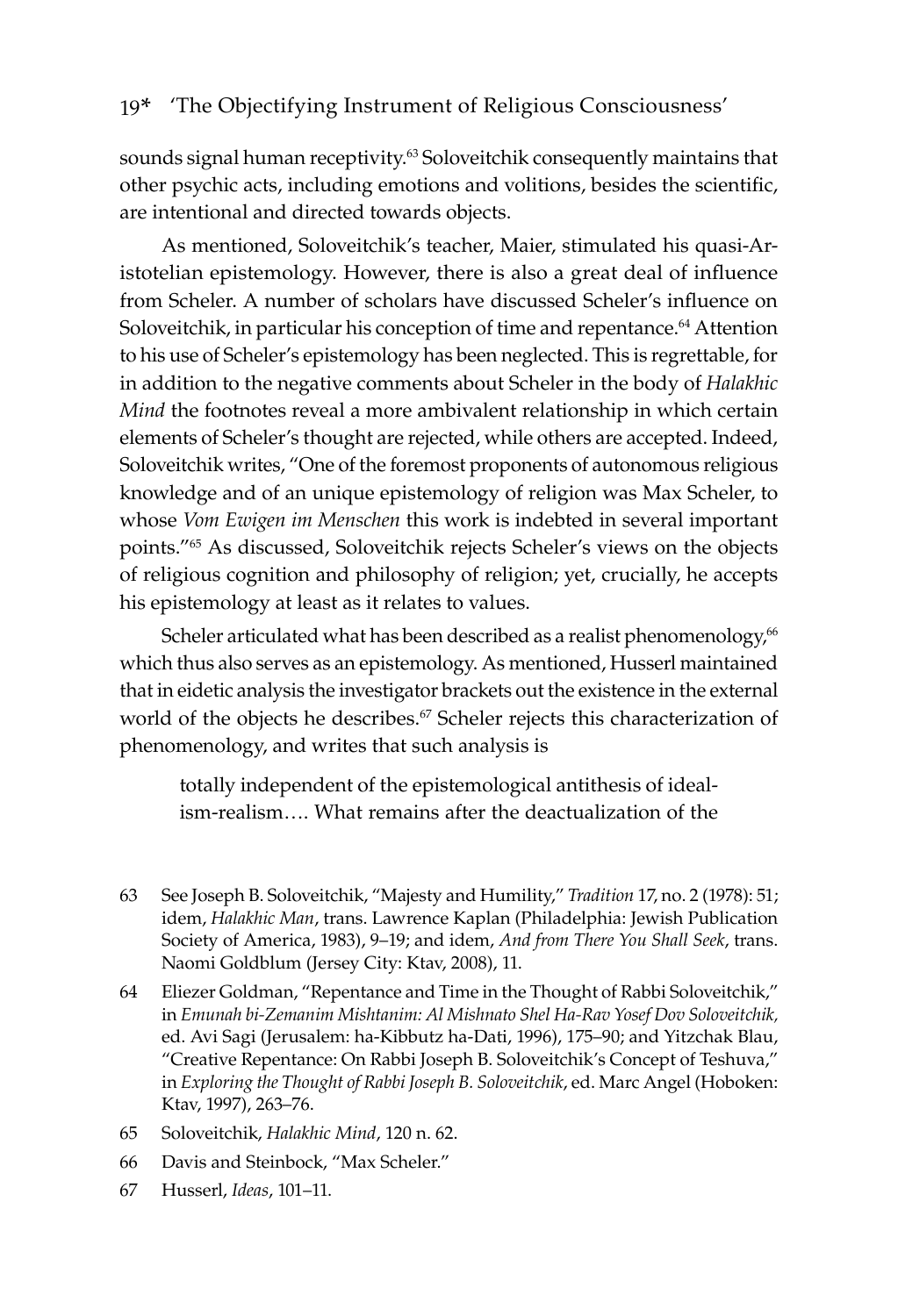sounds signal human receptivity.[63] Soloveitchik consequently maintains that other psychic acts, including emotions and volitions, besides the scientific, are intentional and directed towards objects.

As mentioned, Soloveitchik's teacher, Maier, stimulated his quasi-Aristotelian epistemology. However, there is also a great deal of influence from Scheler. A number of scholars have discussed Scheler's influence on Soloveitchik, in particular his conception of time and repentance.[64] Attention to his use of Scheler's epistemology has been neglected. This is regrettable, for in addition to the negative comments about Scheler in the body of *Halakhic Mind* the footnotes reveal a more ambivalent relationship in which certain elements of Scheler's thought are rejected, while others are accepted. Indeed, Soloveitchik writes, "One of the foremost proponents of autonomous religious knowledge and of an unique epistemology of religion was Max Scheler, to whose *Vom Ewigen im Menschen* this work is indebted in several important points."[65] As discussed, Soloveitchik rejects Scheler's views on the objects of religious cognition and philosophy of religion; yet, crucially, he accepts his epistemology at least as it relates to values.

Scheler articulated what has been described as a realist phenomenology,[66] which thus also serves as an epistemology. As mentioned, Husserl maintained that in eidetic analysis the investigator brackets out the existence in the external world of the objects he describes.[67] Scheler rejects this characterization of phenomenology, and writes that such analysis is

> totally independent of the epistemological antithesis of idealism-realism…. What remains after the deactualization of the

---

63 See Joseph B. Soloveitchik, "Majesty and Humility," *Tradition* 17, no. 2 (1978): 51; idem, *Halakhic Man*, trans. Lawrence Kaplan (Philadelphia: Jewish Publication Society of America, 1983), 9–19; and idem, *And from There You Shall Seek*, trans. Naomi Goldblum (Jersey City: Ktav, 2008), 11.

64 Eliezer Goldman, "Repentance and Time in the Thought of Rabbi Soloveitchik," in *Emunah bi-Zemanim Mishtanim: Al Mishnato Shel Ha-Rav Yosef Dov Soloveitchik*, ed. Avi Sagi (Jerusalem: ha-Kibbutz ha-Dati, 1996), 175–90; and Yitzchak Blau, "Creative Repentance: On Rabbi Joseph B. Soloveitchik's Concept of Teshuva," in *Exploring the Thought of Rabbi Joseph B. Soloveitchik*, ed. Marc Angel (Hoboken: Ktav, 1997), 263–76.

65 Soloveitchik, *Halakhic Mind*, 120 n. 62.

66 Davis and Steinbock, "Max Scheler."

67 Husserl, *Ideas*, 101–11.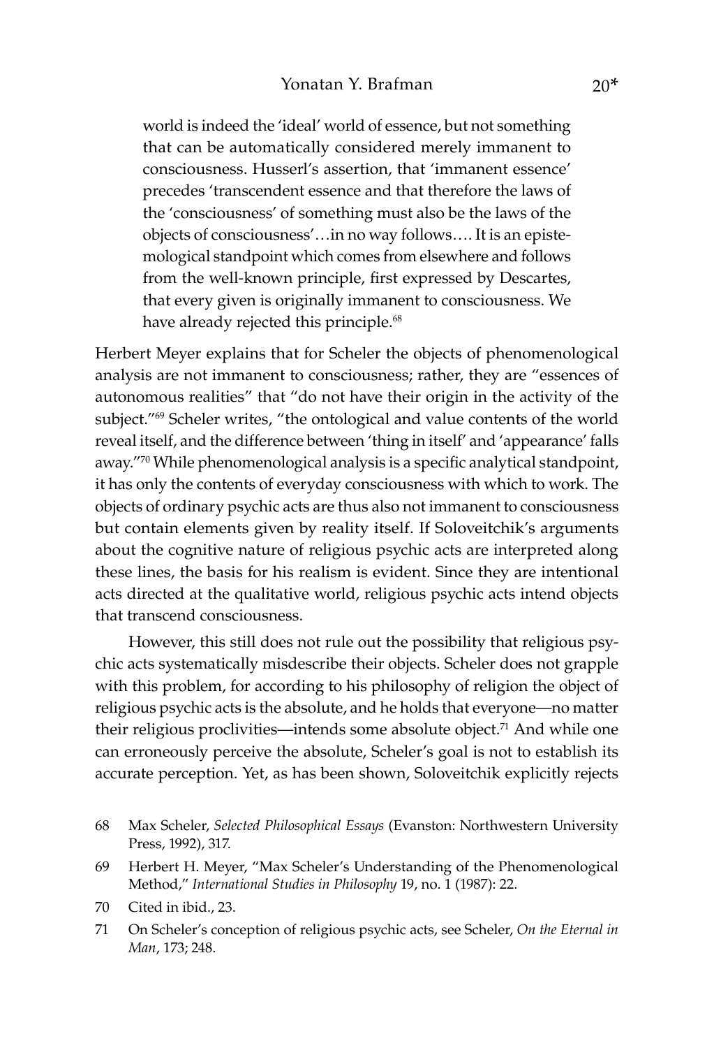> world is indeed the 'ideal' world of essence, but not something that can be automatically considered merely immanent to consciousness. Husserl's assertion, that 'immanent essence' precedes 'transcendent essence and that therefore the laws of the 'consciousness' of something must also be the laws of the objects of consciousness'…in no way follows…. It is an epistemological standpoint which comes from elsewhere and follows from the well-known principle, first expressed by Descartes, that every given is originally immanent to consciousness. We have already rejected this principle.[68]

Herbert Meyer explains that for Scheler the objects of phenomenological analysis are not immanent to consciousness; rather, they are "essences of autonomous realities" that "do not have their origin in the activity of the subject."[69] Scheler writes, "the ontological and value contents of the world reveal itself, and the difference between 'thing in itself' and 'appearance' falls away."[70] While phenomenological analysis is a specific analytical standpoint, it has only the contents of everyday consciousness with which to work. The objects of ordinary psychic acts are thus also not immanent to consciousness but contain elements given by reality itself. If Soloveitchik's arguments about the cognitive nature of religious psychic acts are interpreted along these lines, the basis for his realism is evident. Since they are intentional acts directed at the qualitative world, religious psychic acts intend objects that transcend consciousness.

However, this still does not rule out the possibility that religious psychic acts systematically misdescribe their objects. Scheler does not grapple with this problem, for according to his philosophy of religion the object of religious psychic acts is the absolute, and he holds that everyone—no matter their religious proclivities—intends some absolute object.[71] And while one can erroneously perceive the absolute, Scheler's goal is not to establish its accurate perception. Yet, as has been shown, Soloveitchik explicitly rejects

68 Max Scheler, *Selected Philosophical Essays* (Evanston: Northwestern University Press, 1992), 317.

69 Herbert H. Meyer, "Max Scheler's Understanding of the Phenomenological Method," *International Studies in Philosophy* 19, no. 1 (1987): 22.

70 Cited in ibid., 23.

71 On Scheler's conception of religious psychic acts, see Scheler, *On the Eternal in Man*, 173; 248.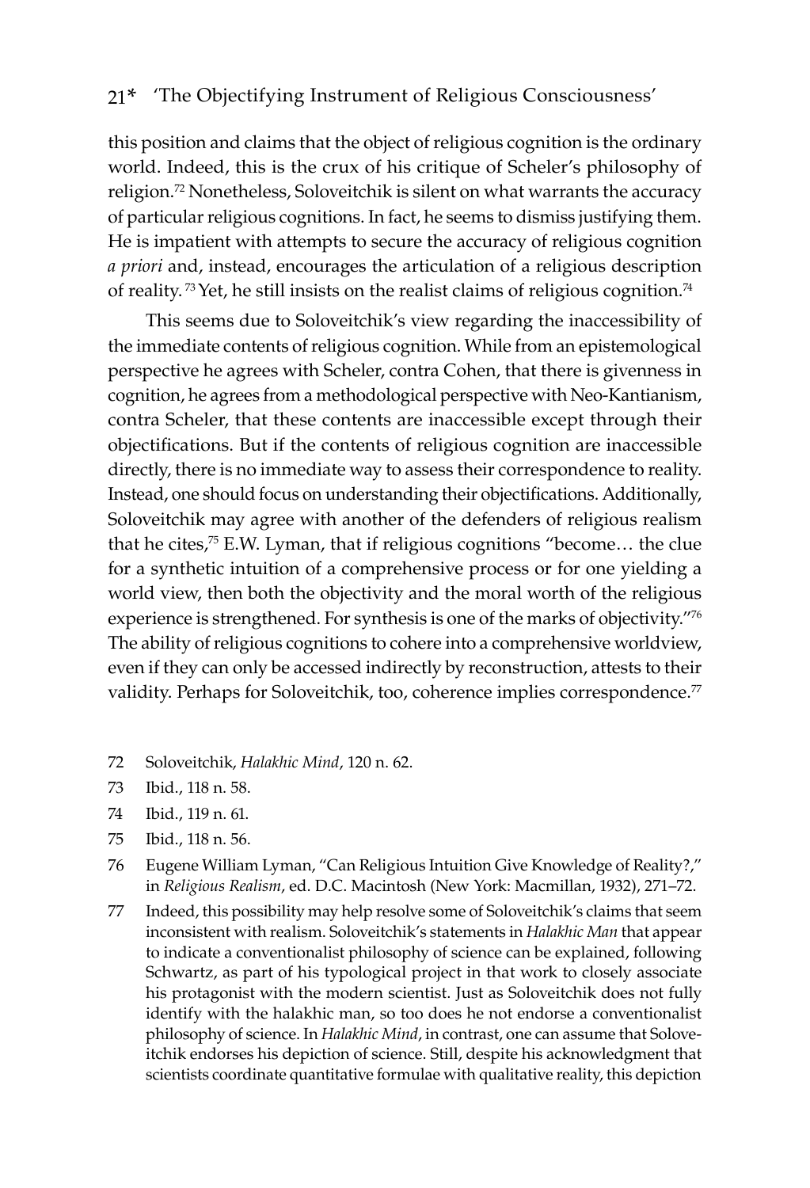this position and claims that the object of religious cognition is the ordinary world. Indeed, this is the crux of his critique of Scheler's philosophy of religion.[72] Nonetheless, Soloveitchik is silent on what warrants the accuracy of particular religious cognitions. In fact, he seems to dismiss justifying them. He is impatient with attempts to secure the accuracy of religious cognition *a priori* and, instead, encourages the articulation of a religious description of reality.[73] Yet, he still insists on the realist claims of religious cognition.[74]

This seems due to Soloveitchik's view regarding the inaccessibility of the immediate contents of religious cognition. While from an epistemological perspective he agrees with Scheler, contra Cohen, that there is givenness in cognition, he agrees from a methodological perspective with Neo-Kantianism, contra Scheler, that these contents are inaccessible except through their objectifications. But if the contents of religious cognition are inaccessible directly, there is no immediate way to assess their correspondence to reality. Instead, one should focus on understanding their objectifications. Additionally, Soloveitchik may agree with another of the defenders of religious realism that he cites,[75] E.W. Lyman, that if religious cognitions "become… the clue for a synthetic intuition of a comprehensive process or for one yielding a world view, then both the objectivity and the moral worth of the religious experience is strengthened. For synthesis is one of the marks of objectivity."[76] The ability of religious cognitions to cohere into a comprehensive worldview, even if they can only be accessed indirectly by reconstruction, attests to their validity. Perhaps for Soloveitchik, too, coherence implies correspondence.[77]

72 Soloveitchik, *Halakhic Mind*, 120 n. 62.

73 Ibid., 118 n. 58.

74 Ibid., 119 n. 61.

75 Ibid., 118 n. 56.

76 Eugene William Lyman, "Can Religious Intuition Give Knowledge of Reality?," in *Religious Realism*, ed. D.C. Macintosh (New York: Macmillan, 1932), 271–72.

77 Indeed, this possibility may help resolve some of Soloveitchik's claims that seem inconsistent with realism. Soloveitchik's statements in *Halakhic Man* that appear to indicate a conventionalist philosophy of science can be explained, following Schwartz, as part of his typological project in that work to closely associate his protagonist with the modern scientist. Just as Soloveitchik does not fully identify with the halakhic man, so too does he not endorse a conventionalist philosophy of science. In *Halakhic Mind*, in contrast, one can assume that Soloveitchik endorses his depiction of science. Still, despite his acknowledgment that scientists coordinate quantitative formulae with qualitative reality, this depiction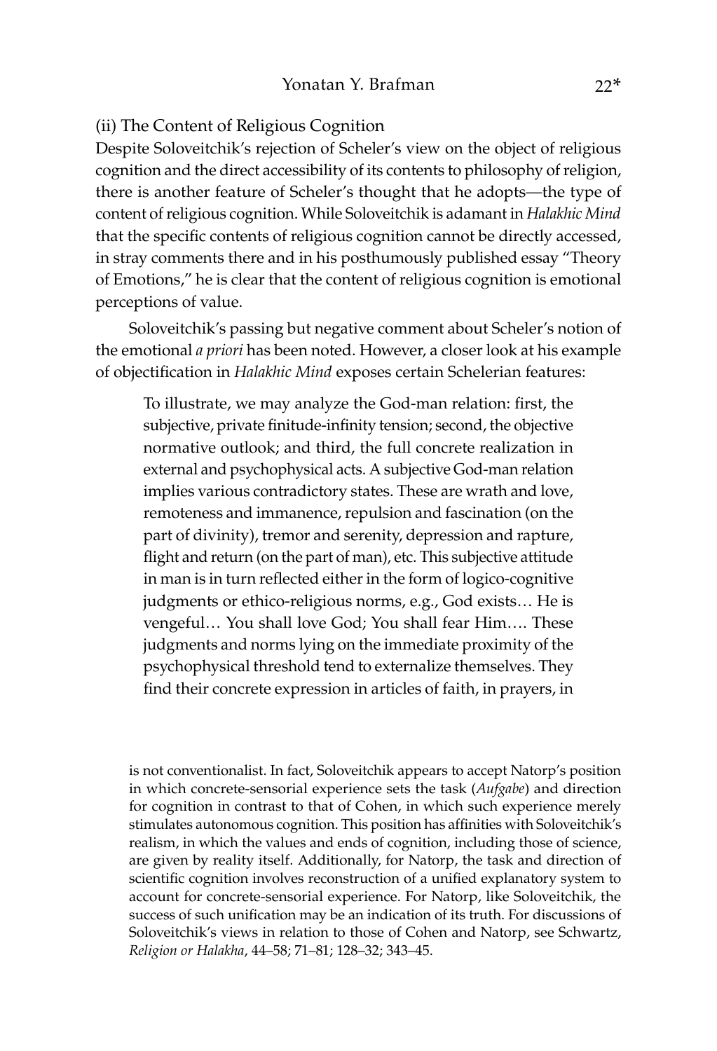### (ii) The Content of Religious Cognition

Despite Soloveitchik's rejection of Scheler's view on the object of religious cognition and the direct accessibility of its contents to philosophy of religion, there is another feature of Scheler's thought that he adopts—the type of content of religious cognition. While Soloveitchik is adamant in *Halakhic Mind* that the specific contents of religious cognition cannot be directly accessed, in stray comments there and in his posthumously published essay "Theory of Emotions," he is clear that the content of religious cognition is emotional perceptions of value.

Soloveitchik's passing but negative comment about Scheler's notion of the emotional *a priori* has been noted. However, a closer look at his example of objectification in *Halakhic Mind* exposes certain Schelerian features:

> To illustrate, we may analyze the God-man relation: first, the subjective, private finitude-infinity tension; second, the objective normative outlook; and third, the full concrete realization in external and psychophysical acts. A subjective God-man relation implies various contradictory states. These are wrath and love, remoteness and immanence, repulsion and fascination (on the part of divinity), tremor and serenity, depression and rapture, flight and return (on the part of man), etc. This subjective attitude in man is in turn reflected either in the form of logico-cognitive judgments or ethico-religious norms, e.g., God exists… He is vengeful… You shall love God; You shall fear Him…. These judgments and norms lying on the immediate proximity of the psychophysical threshold tend to externalize themselves. They find their concrete expression in articles of faith, in prayers, in

is not conventionalist. In fact, Soloveitchik appears to accept Natorp's position in which concrete-sensorial experience sets the task (*Aufgabe*) and direction for cognition in contrast to that of Cohen, in which such experience merely stimulates autonomous cognition. This position has affinities with Soloveitchik's realism, in which the values and ends of cognition, including those of science, are given by reality itself. Additionally, for Natorp, the task and direction of scientific cognition involves reconstruction of a unified explanatory system to account for concrete-sensorial experience. For Natorp, like Soloveitchik, the success of such unification may be an indication of its truth. For discussions of Soloveitchik's views in relation to those of Cohen and Natorp, see Schwartz, *Religion or Halakha*, 44–58; 71–81; 128–32; 343–45.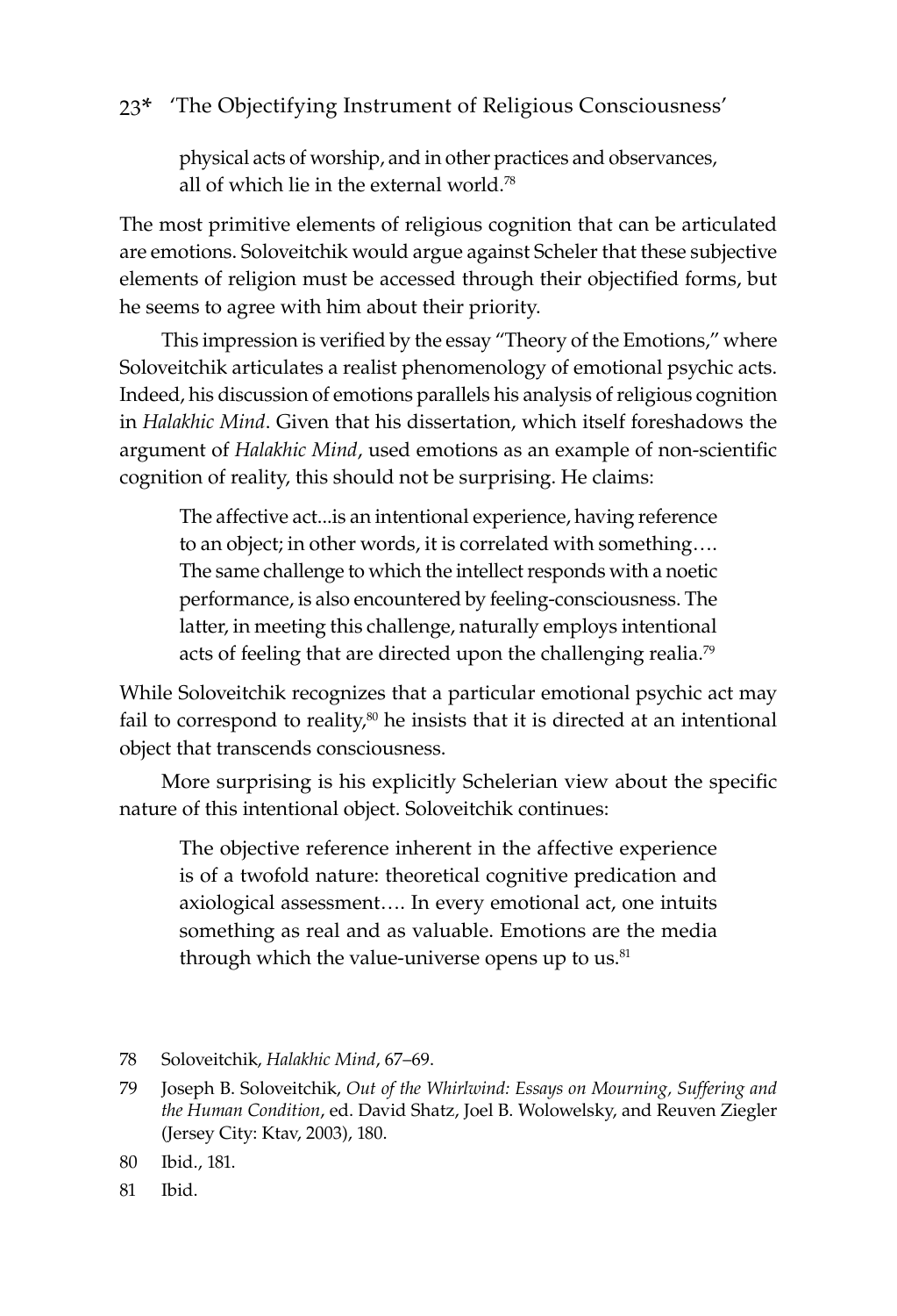> physical acts of worship, and in other practices and observances, all of which lie in the external world.[78]

The most primitive elements of religious cognition that can be articulated are emotions. Soloveitchik would argue against Scheler that these subjective elements of religion must be accessed through their objectified forms, but he seems to agree with him about their priority.

This impression is verified by the essay "Theory of the Emotions," where Soloveitchik articulates a realist phenomenology of emotional psychic acts. Indeed, his discussion of emotions parallels his analysis of religious cognition in *Halakhic Mind*. Given that his dissertation, which itself foreshadows the argument of *Halakhic Mind*, used emotions as an example of non-scientific cognition of reality, this should not be surprising. He claims:

> The affective act...is an intentional experience, having reference to an object; in other words, it is correlated with something…. The same challenge to which the intellect responds with a noetic performance, is also encountered by feeling-consciousness. The latter, in meeting this challenge, naturally employs intentional acts of feeling that are directed upon the challenging realia.[79]

While Soloveitchik recognizes that a particular emotional psychic act may fail to correspond to reality,[80] he insists that it is directed at an intentional object that transcends consciousness.

More surprising is his explicitly Schelerian view about the specific nature of this intentional object. Soloveitchik continues:

> The objective reference inherent in the affective experience is of a twofold nature: theoretical cognitive predication and axiological assessment…. In every emotional act, one intuits something as real and as valuable. Emotions are the media through which the value-universe opens up to us.[81]

---

78 Soloveitchik, *Halakhic Mind*, 67–69.

79 Joseph B. Soloveitchik, *Out of the Whirlwind: Essays on Mourning, Suffering and the Human Condition*, ed. David Shatz, Joel B. Wolowelsky, and Reuven Ziegler (Jersey City: Ktav, 2003), 180.

80 Ibid., 181.

81 Ibid.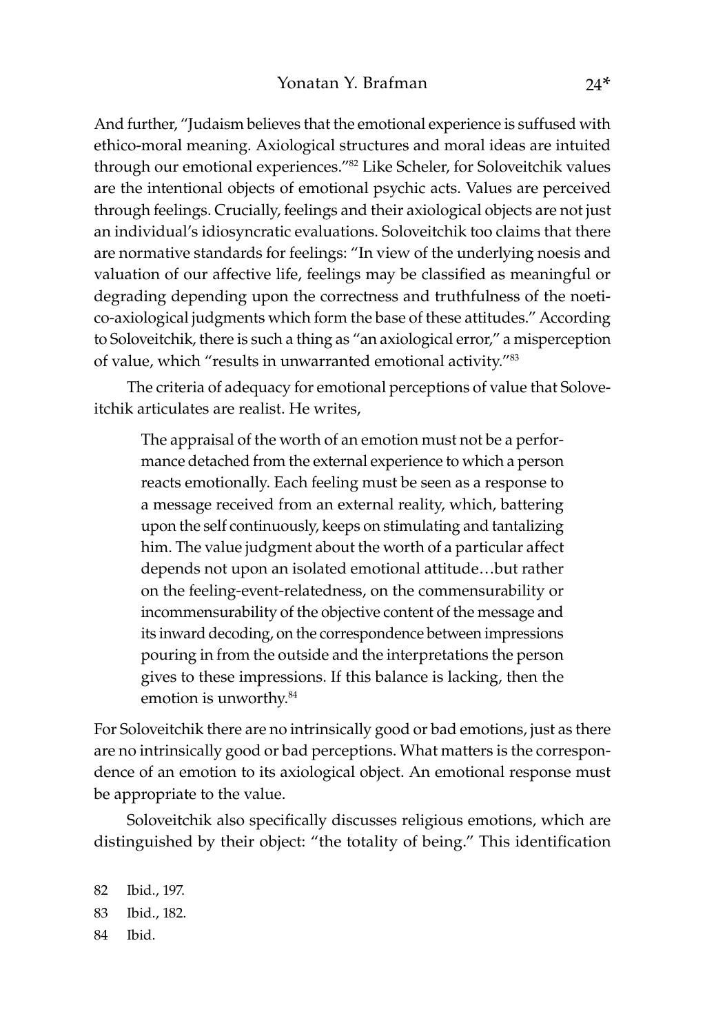And further, "Judaism believes that the emotional experience is suffused with ethico-moral meaning. Axiological structures and moral ideas are intuited through our emotional experiences."[82] Like Scheler, for Soloveitchik values are the intentional objects of emotional psychic acts. Values are perceived through feelings. Crucially, feelings and their axiological objects are not just an individual's idiosyncratic evaluations. Soloveitchik too claims that there are normative standards for feelings: "In view of the underlying noesis and valuation of our affective life, feelings may be classified as meaningful or degrading depending upon the correctness and truthfulness of the noetico-axiological judgments which form the base of these attitudes." According to Soloveitchik, there is such a thing as "an axiological error," a misperception of value, which "results in unwarranted emotional activity."[83]

The criteria of adequacy for emotional perceptions of value that Soloveitchik articulates are realist. He writes,

> The appraisal of the worth of an emotion must not be a performance detached from the external experience to which a person reacts emotionally. Each feeling must be seen as a response to a message received from an external reality, which, battering upon the self continuously, keeps on stimulating and tantalizing him. The value judgment about the worth of a particular affect depends not upon an isolated emotional attitude…but rather on the feeling-event-relatedness, on the commensurability or incommensurability of the objective content of the message and its inward decoding, on the correspondence between impressions pouring in from the outside and the interpretations the person gives to these impressions. If this balance is lacking, then the emotion is unworthy.[84]

For Soloveitchik there are no intrinsically good or bad emotions, just as there are no intrinsically good or bad perceptions. What matters is the correspondence of an emotion to its axiological object. An emotional response must be appropriate to the value.

Soloveitchik also specifically discusses religious emotions, which are distinguished by their object: "the totality of being." This identification

82 Ibid., 197.

83 Ibid., 182.

84 Ibid.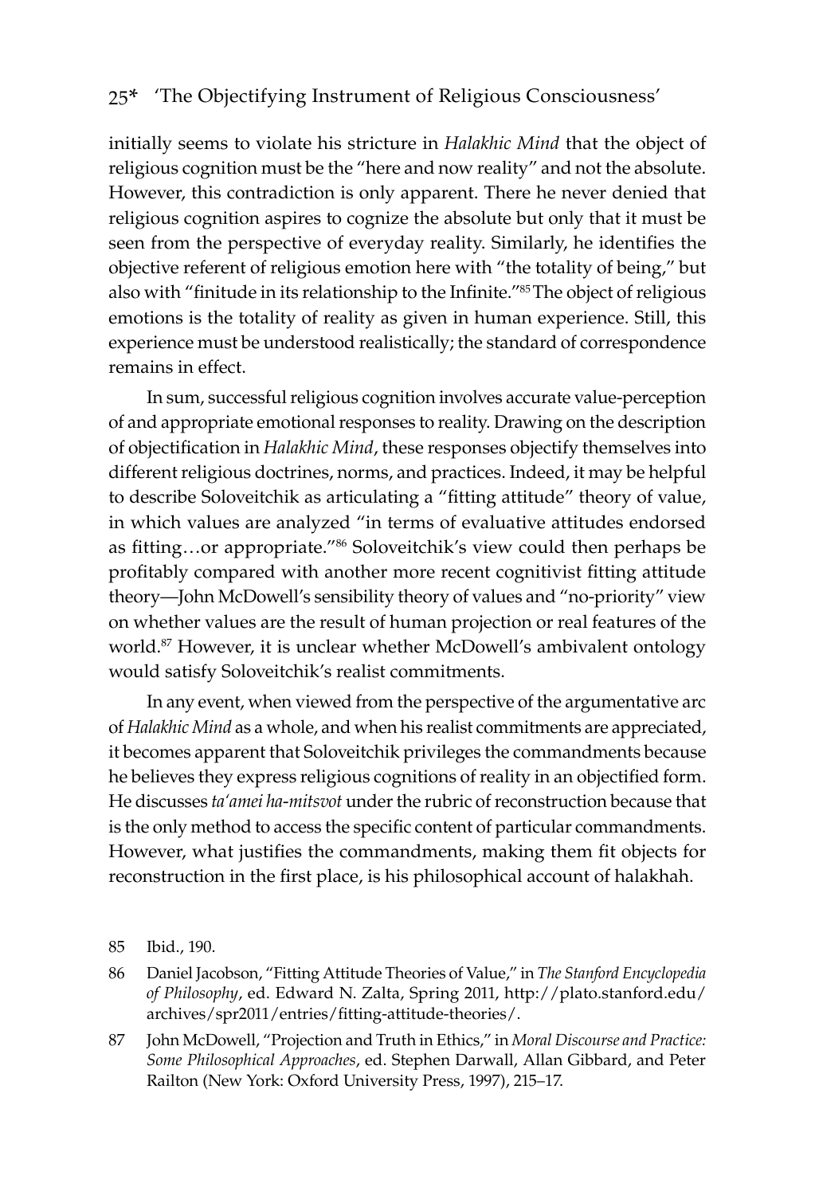initially seems to violate his stricture in *Halakhic Mind* that the object of religious cognition must be the "here and now reality" and not the absolute. However, this contradiction is only apparent. There he never denied that religious cognition aspires to cognize the absolute but only that it must be seen from the perspective of everyday reality. Similarly, he identifies the objective referent of religious emotion here with "the totality of being," but also with "finitude in its relationship to the Infinite."[85] The object of religious emotions is the totality of reality as given in human experience. Still, this experience must be understood realistically; the standard of correspondence remains in effect.

In sum, successful religious cognition involves accurate value-perception of and appropriate emotional responses to reality. Drawing on the description of objectification in *Halakhic Mind*, these responses objectify themselves into different religious doctrines, norms, and practices. Indeed, it may be helpful to describe Soloveitchik as articulating a "fitting attitude" theory of value, in which values are analyzed "in terms of evaluative attitudes endorsed as fitting…or appropriate."[86] Soloveitchik's view could then perhaps be profitably compared with another more recent cognitivist fitting attitude theory—John McDowell's sensibility theory of values and "no-priority" view on whether values are the result of human projection or real features of the world.[87] However, it is unclear whether McDowell's ambivalent ontology would satisfy Soloveitchik's realist commitments.

In any event, when viewed from the perspective of the argumentative arc of *Halakhic Mind* as a whole, and when his realist commitments are appreciated, it becomes apparent that Soloveitchik privileges the commandments because he believes they express religious cognitions of reality in an objectified form. He discusses *ta'amei ha-mitsvot* under the rubric of reconstruction because that is the only method to access the specific content of particular commandments. However, what justifies the commandments, making them fit objects for reconstruction in the first place, is his philosophical account of halakhah.

85 Ibid., 190.

86 Daniel Jacobson, "Fitting Attitude Theories of Value," in *The Stanford Encyclopedia of Philosophy*, ed. Edward N. Zalta, Spring 2011, http://plato.stanford.edu/archives/spr2011/entries/fitting-attitude-theories/.

87 John McDowell, "Projection and Truth in Ethics," in *Moral Discourse and Practice: Some Philosophical Approaches*, ed. Stephen Darwall, Allan Gibbard, and Peter Railton (New York: Oxford University Press, 1997), 215–17.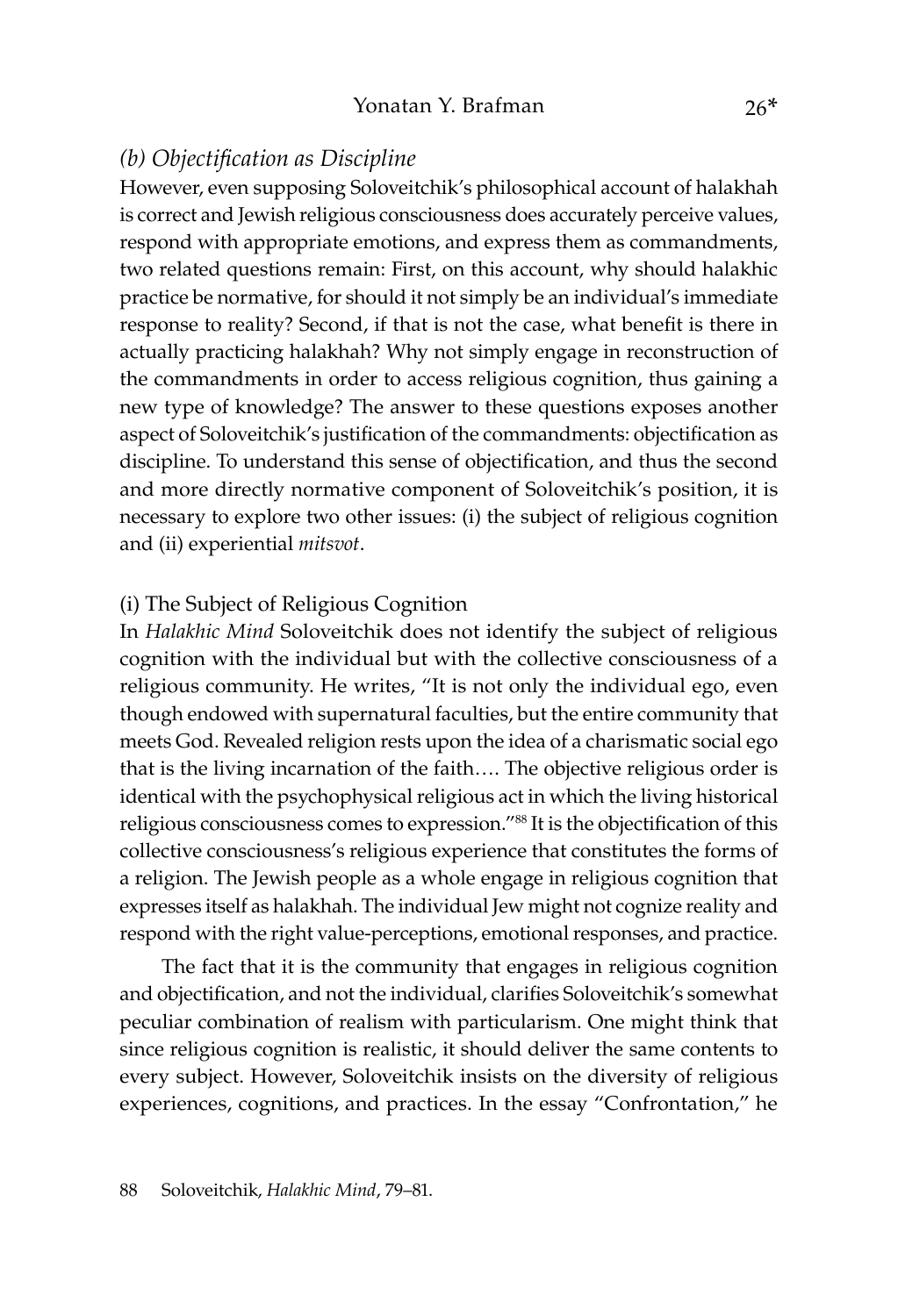### *(b) Objectification as Discipline*

However, even supposing Soloveitchik's philosophical account of halakhah is correct and Jewish religious consciousness does accurately perceive values, respond with appropriate emotions, and express them as commandments, two related questions remain: First, on this account, why should halakhic practice be normative, for should it not simply be an individual's immediate response to reality? Second, if that is not the case, what benefit is there in actually practicing halakhah? Why not simply engage in reconstruction of the commandments in order to access religious cognition, thus gaining a new type of knowledge? The answer to these questions exposes another aspect of Soloveitchik's justification of the commandments: objectification as discipline. To understand this sense of objectification, and thus the second and more directly normative component of Soloveitchik's position, it is necessary to explore two other issues: (i) the subject of religious cognition and (ii) experiential *mitsvot*.

#### (i) The Subject of Religious Cognition

In *Halakhic Mind* Soloveitchik does not identify the subject of religious cognition with the individual but with the collective consciousness of a religious community. He writes, "It is not only the individual ego, even though endowed with supernatural faculties, but the entire community that meets God. Revealed religion rests upon the idea of a charismatic social ego that is the living incarnation of the faith…. The objective religious order is identical with the psychophysical religious act in which the living historical religious consciousness comes to expression."[88] It is the objectification of this collective consciousness's religious experience that constitutes the forms of a religion. The Jewish people as a whole engage in religious cognition that expresses itself as halakhah. The individual Jew might not cognize reality and respond with the right value-perceptions, emotional responses, and practice.

The fact that it is the community that engages in religious cognition and objectification, and not the individual, clarifies Soloveitchik's somewhat peculiar combination of realism with particularism. One might think that since religious cognition is realistic, it should deliver the same contents to every subject. However, Soloveitchik insists on the diversity of religious experiences, cognitions, and practices. In the essay "Confrontation," he

88 Soloveitchik, *Halakhic Mind*, 79–81.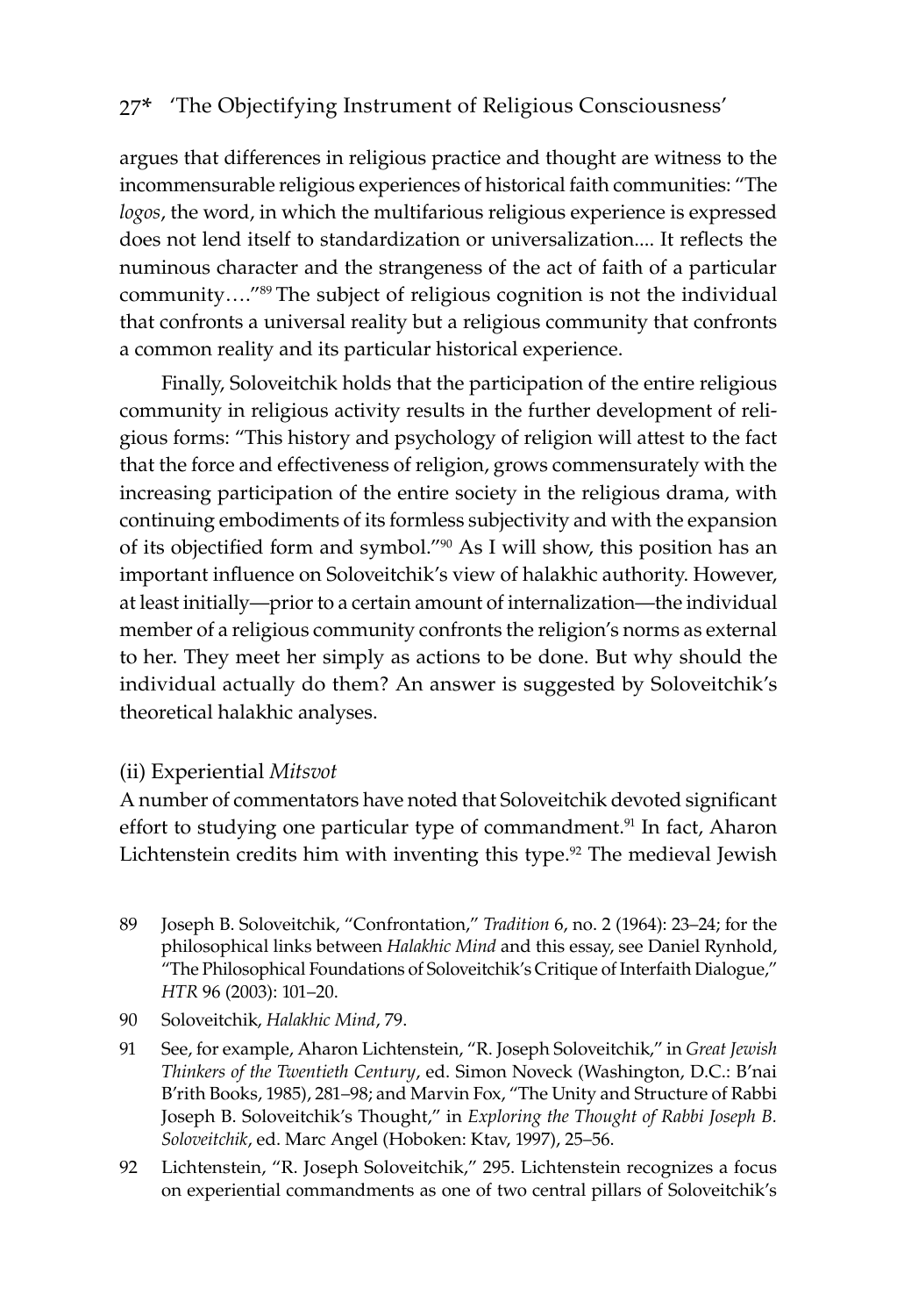argues that differences in religious practice and thought are witness to the incommensurable religious experiences of historical faith communities: "The *logos*, the word, in which the multifarious religious experience is expressed does not lend itself to standardization or universalization.... It reflects the numinous character and the strangeness of the act of faith of a particular community…."[89] The subject of religious cognition is not the individual that confronts a universal reality but a religious community that confronts a common reality and its particular historical experience.

Finally, Soloveitchik holds that the participation of the entire religious community in religious activity results in the further development of religious forms: "This history and psychology of religion will attest to the fact that the force and effectiveness of religion, grows commensurately with the increasing participation of the entire society in the religious drama, with continuing embodiments of its formless subjectivity and with the expansion of its objectified form and symbol."[90] As I will show, this position has an important influence on Soloveitchik's view of halakhic authority. However, at least initially—prior to a certain amount of internalization—the individual member of a religious community confronts the religion's norms as external to her. They meet her simply as actions to be done. But why should the individual actually do them? An answer is suggested by Soloveitchik's theoretical halakhic analyses.

### (ii) Experiential *Mitsvot*

A number of commentators have noted that Soloveitchik devoted significant effort to studying one particular type of commandment.[91] In fact, Aharon Lichtenstein credits him with inventing this type.[92] The medieval Jewish

89 Joseph B. Soloveitchik, "Confrontation," *Tradition* 6, no. 2 (1964): 23–24; for the philosophical links between *Halakhic Mind* and this essay, see Daniel Rynhold, "The Philosophical Foundations of Soloveitchik's Critique of Interfaith Dialogue," *HTR* 96 (2003): 101–20.

90 Soloveitchik, *Halakhic Mind*, 79.

91 See, for example, Aharon Lichtenstein, "R. Joseph Soloveitchik," in *Great Jewish Thinkers of the Twentieth Century*, ed. Simon Noveck (Washington, D.C.: B'nai B'rith Books, 1985), 281–98; and Marvin Fox, "The Unity and Structure of Rabbi Joseph B. Soloveitchik's Thought," in *Exploring the Thought of Rabbi Joseph B. Soloveitchik*, ed. Marc Angel (Hoboken: Ktav, 1997), 25–56.

92 Lichtenstein, "R. Joseph Soloveitchik," 295. Lichtenstein recognizes a focus on experiential commandments as one of two central pillars of Soloveitchik's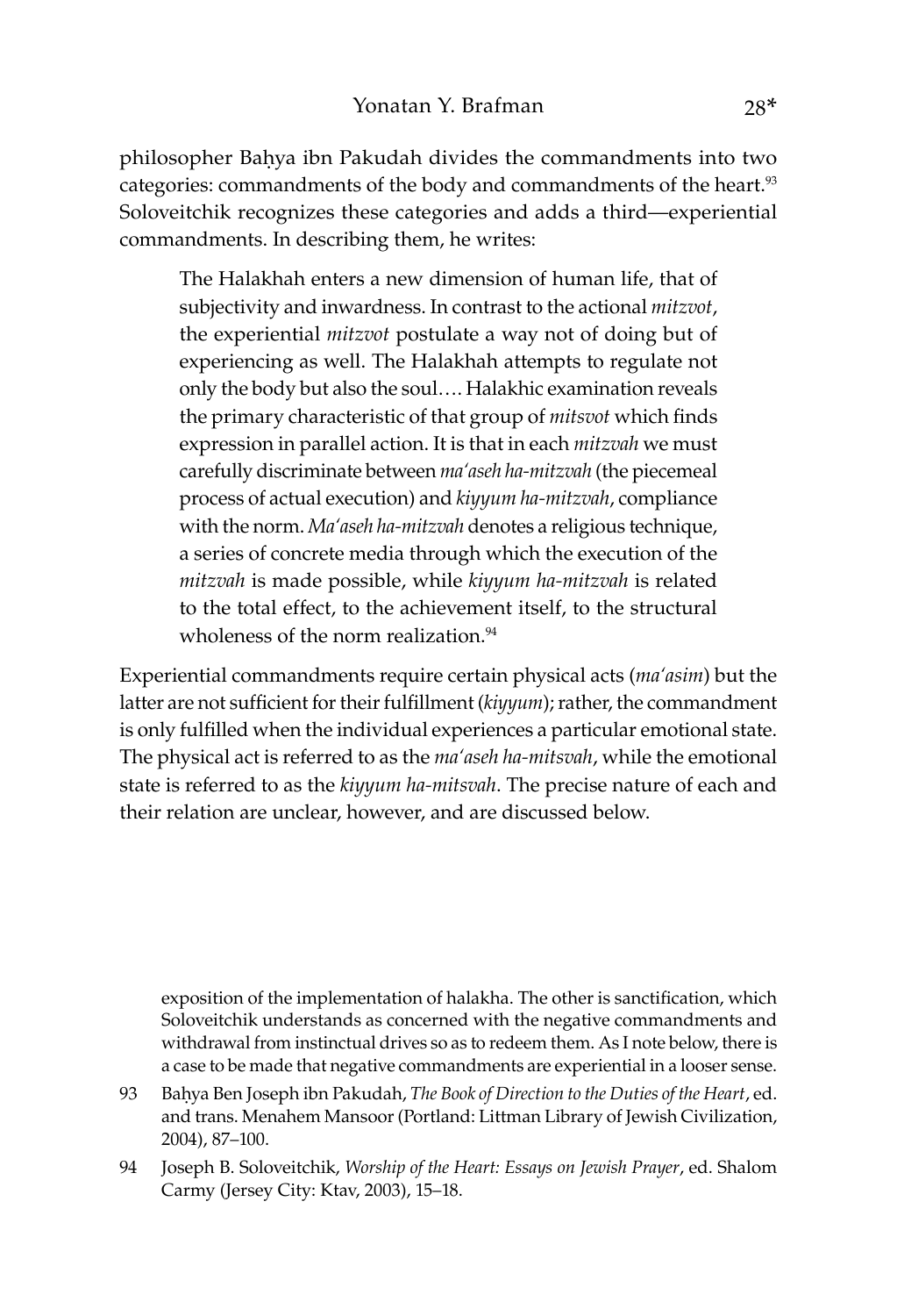philosopher Baḥya ibn Pakudah divides the commandments into two categories: commandments of the body and commandments of the heart.[93] Soloveitchik recognizes these categories and adds a third—experiential commandments. In describing them, he writes:

> The Halakhah enters a new dimension of human life, that of subjectivity and inwardness. In contrast to the actional *mitzvot*, the experiential *mitzvot* postulate a way not of doing but of experiencing as well. The Halakhah attempts to regulate not only the body but also the soul…. Halakhic examination reveals the primary characteristic of that group of *mitsvot* which finds expression in parallel action. It is that in each *mitzvah* we must carefully discriminate between *ma'aseh ha-mitzvah* (the piecemeal process of actual execution) and *kiyyum ha-mitzvah*, compliance with the norm. *Ma'aseh ha-mitzvah* denotes a religious technique, a series of concrete media through which the execution of the *mitzvah* is made possible, while *kiyyum ha-mitzvah* is related to the total effect, to the achievement itself, to the structural wholeness of the norm realization.[94]

Experiential commandments require certain physical acts (*ma'asim*) but the latter are not sufficient for their fulfillment (*kiyyum*); rather, the commandment is only fulfilled when the individual experiences a particular emotional state. The physical act is referred to as the *ma'aseh ha-mitsvah*, while the emotional state is referred to as the *kiyyum ha-mitsvah*. The precise nature of each and their relation are unclear, however, and are discussed below.

exposition of the implementation of halakha. The other is sanctification, which Soloveitchik understands as concerned with the negative commandments and withdrawal from instinctual drives so as to redeem them. As I note below, there is a case to be made that negative commandments are experiential in a looser sense.

93 Baḥya Ben Joseph ibn Pakudah, *The Book of Direction to the Duties of the Heart*, ed. and trans. Menahem Mansoor (Portland: Littman Library of Jewish Civilization, 2004), 87–100.

94 Joseph B. Soloveitchik, *Worship of the Heart: Essays on Jewish Prayer*, ed. Shalom Carmy (Jersey City: Ktav, 2003), 15–18.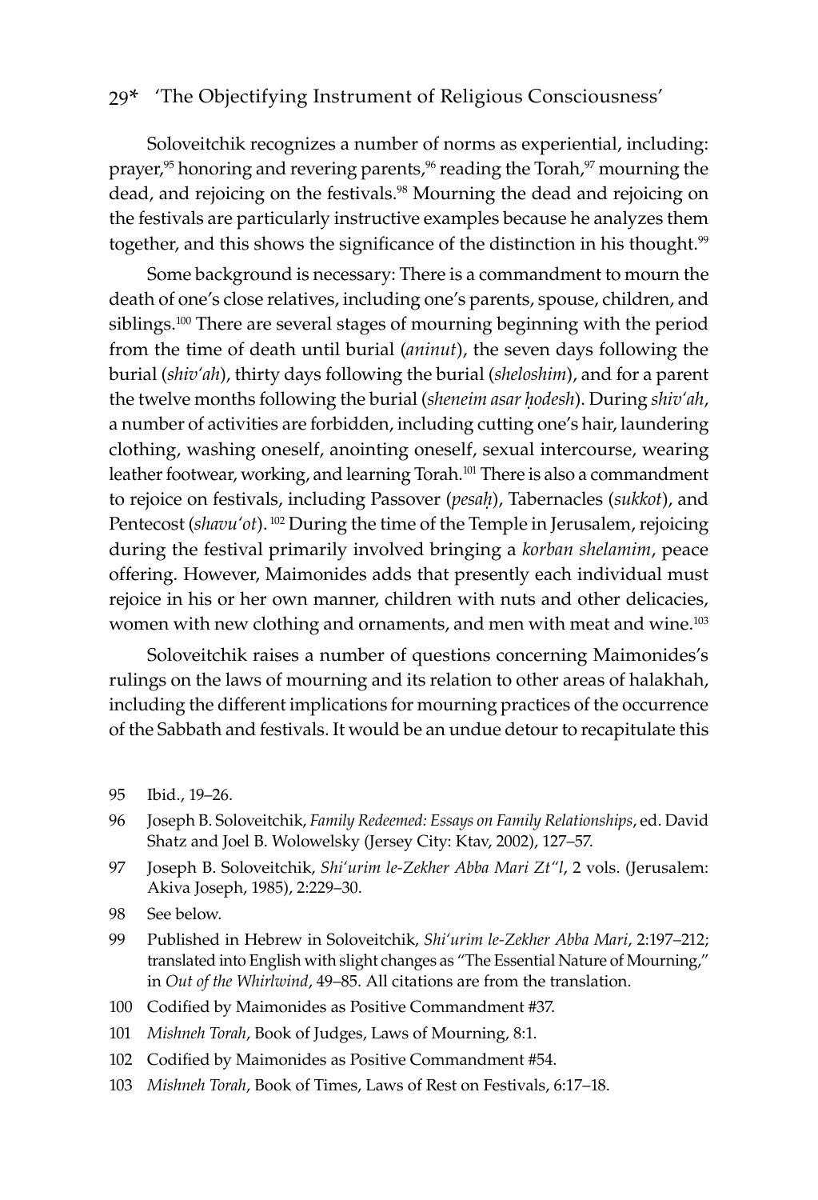Soloveitchik recognizes a number of norms as experiential, including: prayer,[95] honoring and revering parents,[96] reading the Torah,[97] mourning the dead, and rejoicing on the festivals.[98] Mourning the dead and rejoicing on the festivals are particularly instructive examples because he analyzes them together, and this shows the significance of the distinction in his thought.[99]

Some background is necessary: There is a commandment to mourn the death of one's close relatives, including one's parents, spouse, children, and siblings.[100] There are several stages of mourning beginning with the period from the time of death until burial (*aninut*), the seven days following the burial (*shiv'ah*), thirty days following the burial (*sheloshim*), and for a parent the twelve months following the burial (*sheneim asar ḥodesh*). During *shiv'ah*, a number of activities are forbidden, including cutting one's hair, laundering clothing, washing oneself, anointing oneself, sexual intercourse, wearing leather footwear, working, and learning Torah.[101] There is also a commandment to rejoice on festivals, including Passover (*pesaḥ*), Tabernacles (*sukkot*), and Pentecost (*shavu'ot*).[102] During the time of the Temple in Jerusalem, rejoicing during the festival primarily involved bringing a *korban shelamim*, peace offering. However, Maimonides adds that presently each individual must rejoice in his or her own manner, children with nuts and other delicacies, women with new clothing and ornaments, and men with meat and wine.[103]

Soloveitchik raises a number of questions concerning Maimonides's rulings on the laws of mourning and its relation to other areas of halakhah, including the different implications for mourning practices of the occurrence of the Sabbath and festivals. It would be an undue detour to recapitulate this

95 Ibid., 19–26.

96 Joseph B. Soloveitchik, *Family Redeemed: Essays on Family Relationships*, ed. David Shatz and Joel B. Wolowelsky (Jersey City: Ktav, 2002), 127–57.

97 Joseph B. Soloveitchik, *Shi'urim le-Zekher Abba Mari Zt"l*, 2 vols. (Jerusalem: Akiva Joseph, 1985), 2:229–30.

98 See below.

99 Published in Hebrew in Soloveitchik, *Shi'urim le-Zekher Abba Mari*, 2:197–212; translated into English with slight changes as "The Essential Nature of Mourning," in *Out of the Whirlwind*, 49–85. All citations are from the translation.

100 Codified by Maimonides as Positive Commandment #37.

101 *Mishneh Torah*, Book of Judges, Laws of Mourning, 8:1.

102 Codified by Maimonides as Positive Commandment #54.

103 *Mishneh Torah*, Book of Times, Laws of Rest on Festivals, 6:17–18.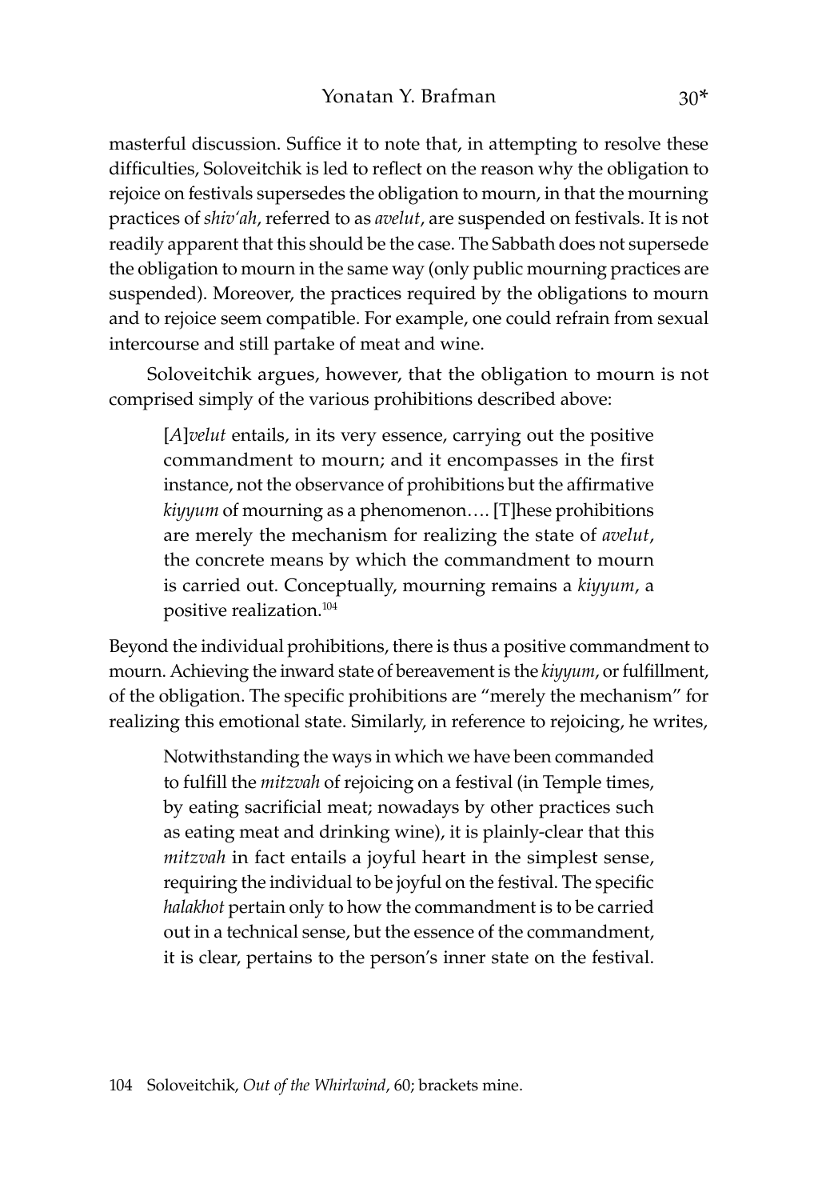masterful discussion. Suffice it to note that, in attempting to resolve these difficulties, Soloveitchik is led to reflect on the reason why the obligation to rejoice on festivals supersedes the obligation to mourn, in that the mourning practices of *shiv'ah*, referred to as *avelut*, are suspended on festivals. It is not readily apparent that this should be the case. The Sabbath does not supersede the obligation to mourn in the same way (only public mourning practices are suspended). Moreover, the practices required by the obligations to mourn and to rejoice seem compatible. For example, one could refrain from sexual intercourse and still partake of meat and wine.

Soloveitchik argues, however, that the obligation to mourn is not comprised simply of the various prohibitions described above:

> [*A*]*velut* entails, in its very essence, carrying out the positive commandment to mourn; and it encompasses in the first instance, not the observance of prohibitions but the affirmative *kiyyum* of mourning as a phenomenon…. [T]hese prohibitions are merely the mechanism for realizing the state of *avelut*, the concrete means by which the commandment to mourn is carried out. Conceptually, mourning remains a *kiyyum*, a positive realization.[104]

Beyond the individual prohibitions, there is thus a positive commandment to mourn. Achieving the inward state of bereavement is the *kiyyum*, or fulfillment, of the obligation. The specific prohibitions are "merely the mechanism" for realizing this emotional state. Similarly, in reference to rejoicing, he writes,

> Notwithstanding the ways in which we have been commanded to fulfill the *mitzvah* of rejoicing on a festival (in Temple times, by eating sacrificial meat; nowadays by other practices such as eating meat and drinking wine), it is plainly-clear that this *mitzvah* in fact entails a joyful heart in the simplest sense, requiring the individual to be joyful on the festival. The specific *halakhot* pertain only to how the commandment is to be carried out in a technical sense, but the essence of the commandment, it is clear, pertains to the person's inner state on the festival.

104 Soloveitchik, *Out of the Whirlwind*, 60; brackets mine.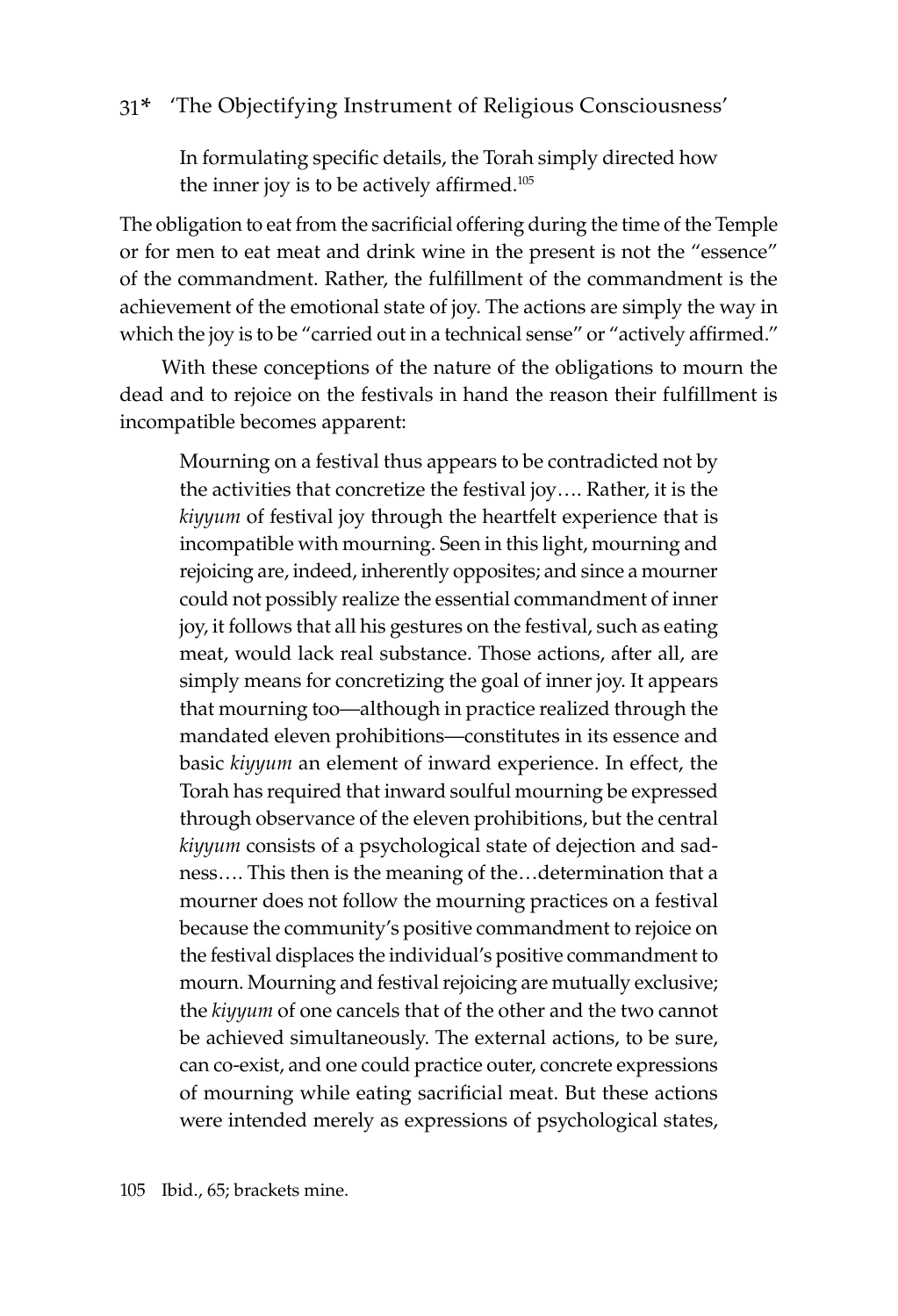> In formulating specific details, the Torah simply directed how the inner joy is to be actively affirmed.[105]

The obligation to eat from the sacrificial offering during the time of the Temple or for men to eat meat and drink wine in the present is not the "essence" of the commandment. Rather, the fulfillment of the commandment is the achievement of the emotional state of joy. The actions are simply the way in which the joy is to be "carried out in a technical sense" or "actively affirmed."

With these conceptions of the nature of the obligations to mourn the dead and to rejoice on the festivals in hand the reason their fulfillment is incompatible becomes apparent:

> Mourning on a festival thus appears to be contradicted not by the activities that concretize the festival joy…. Rather, it is the *kiyyum* of festival joy through the heartfelt experience that is incompatible with mourning. Seen in this light, mourning and rejoicing are, indeed, inherently opposites; and since a mourner could not possibly realize the essential commandment of inner joy, it follows that all his gestures on the festival, such as eating meat, would lack real substance. Those actions, after all, are simply means for concretizing the goal of inner joy. It appears that mourning too—although in practice realized through the mandated eleven prohibitions—constitutes in its essence and basic *kiyyum* an element of inward experience. In effect, the Torah has required that inward soulful mourning be expressed through observance of the eleven prohibitions, but the central *kiyyum* consists of a psychological state of dejection and sadness…. This then is the meaning of the…determination that a mourner does not follow the mourning practices on a festival because the community's positive commandment to rejoice on the festival displaces the individual's positive commandment to mourn. Mourning and festival rejoicing are mutually exclusive; the *kiyyum* of one cancels that of the other and the two cannot be achieved simultaneously. The external actions, to be sure, can co-exist, and one could practice outer, concrete expressions of mourning while eating sacrificial meat. But these actions were intended merely as expressions of psychological states,

105 Ibid., 65; brackets mine.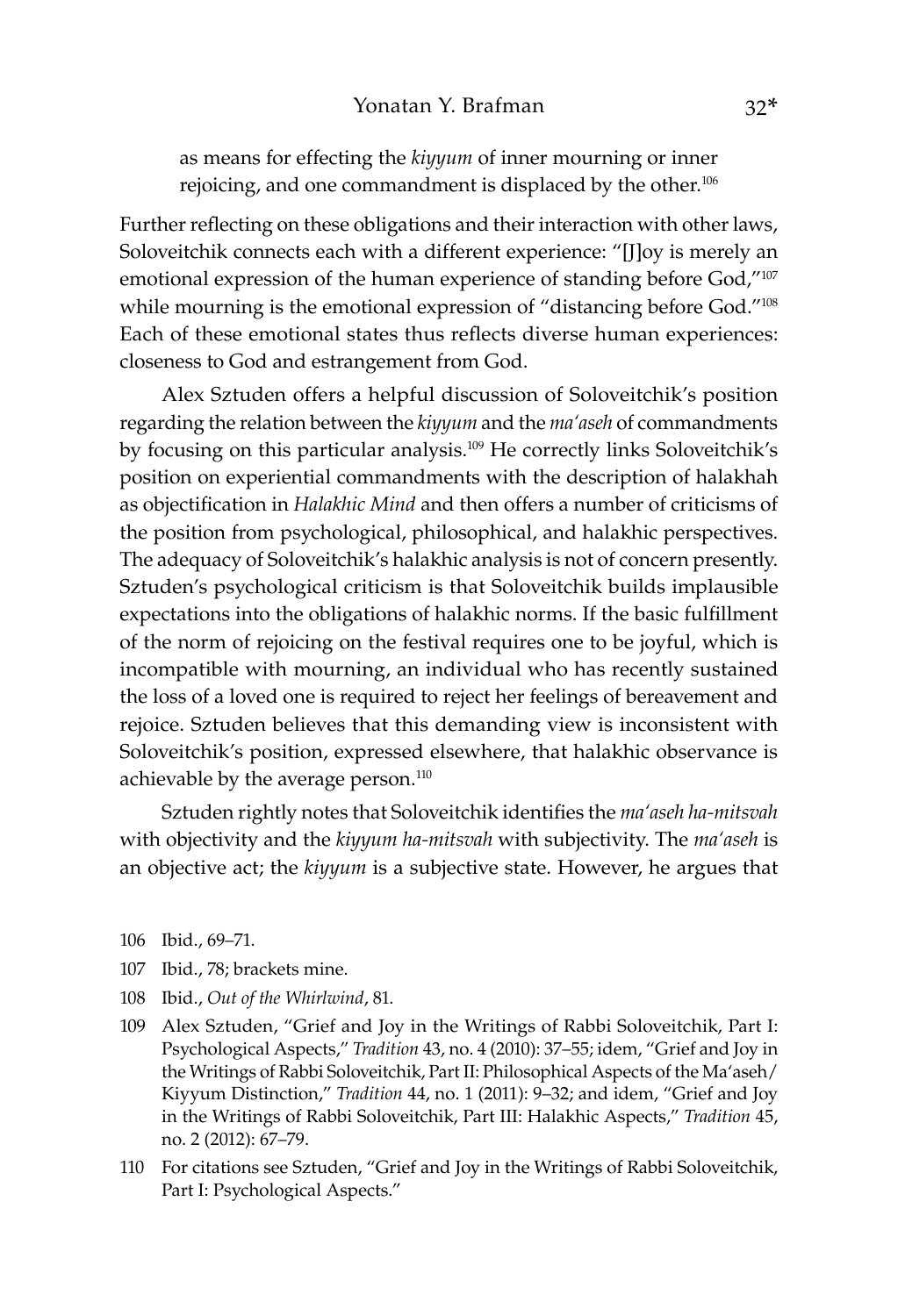as means for effecting the *kiyyum* of inner mourning or inner rejoicing, and one commandment is displaced by the other.[106]

Further reflecting on these obligations and their interaction with other laws, Soloveitchik connects each with a different experience: "[J]oy is merely an emotional expression of the human experience of standing before God,"[107] while mourning is the emotional expression of "distancing before God."[108] Each of these emotional states thus reflects diverse human experiences: closeness to God and estrangement from God.

Alex Sztuden offers a helpful discussion of Soloveitchik's position regarding the relation between the *kiyyum* and the *ma'aseh* of commandments by focusing on this particular analysis.[109] He correctly links Soloveitchik's position on experiential commandments with the description of halakhah as objectification in *Halakhic Mind* and then offers a number of criticisms of the position from psychological, philosophical, and halakhic perspectives. The adequacy of Soloveitchik's halakhic analysis is not of concern presently. Sztuden's psychological criticism is that Soloveitchik builds implausible expectations into the obligations of halakhic norms. If the basic fulfillment of the norm of rejoicing on the festival requires one to be joyful, which is incompatible with mourning, an individual who has recently sustained the loss of a loved one is required to reject her feelings of bereavement and rejoice. Sztuden believes that this demanding view is inconsistent with Soloveitchik's position, expressed elsewhere, that halakhic observance is achievable by the average person.[110]

Sztuden rightly notes that Soloveitchik identifies the *ma'aseh ha-mitsvah* with objectivity and the *kiyyum ha-mitsvah* with subjectivity. The *ma'aseh* is an objective act; the *kiyyum* is a subjective state. However, he argues that

106 Ibid., 69–71.

107 Ibid., 78; brackets mine.

108 Ibid., *Out of the Whirlwind*, 81.

109 Alex Sztuden, "Grief and Joy in the Writings of Rabbi Soloveitchik, Part I: Psychological Aspects," *Tradition* 43, no. 4 (2010): 37–55; idem, "Grief and Joy in the Writings of Rabbi Soloveitchik, Part II: Philosophical Aspects of the Ma'aseh/Kiyyum Distinction," *Tradition* 44, no. 1 (2011): 9–32; and idem, "Grief and Joy in the Writings of Rabbi Soloveitchik, Part III: Halakhic Aspects," *Tradition* 45, no. 2 (2012): 67–79.

110 For citations see Sztuden, "Grief and Joy in the Writings of Rabbi Soloveitchik, Part I: Psychological Aspects."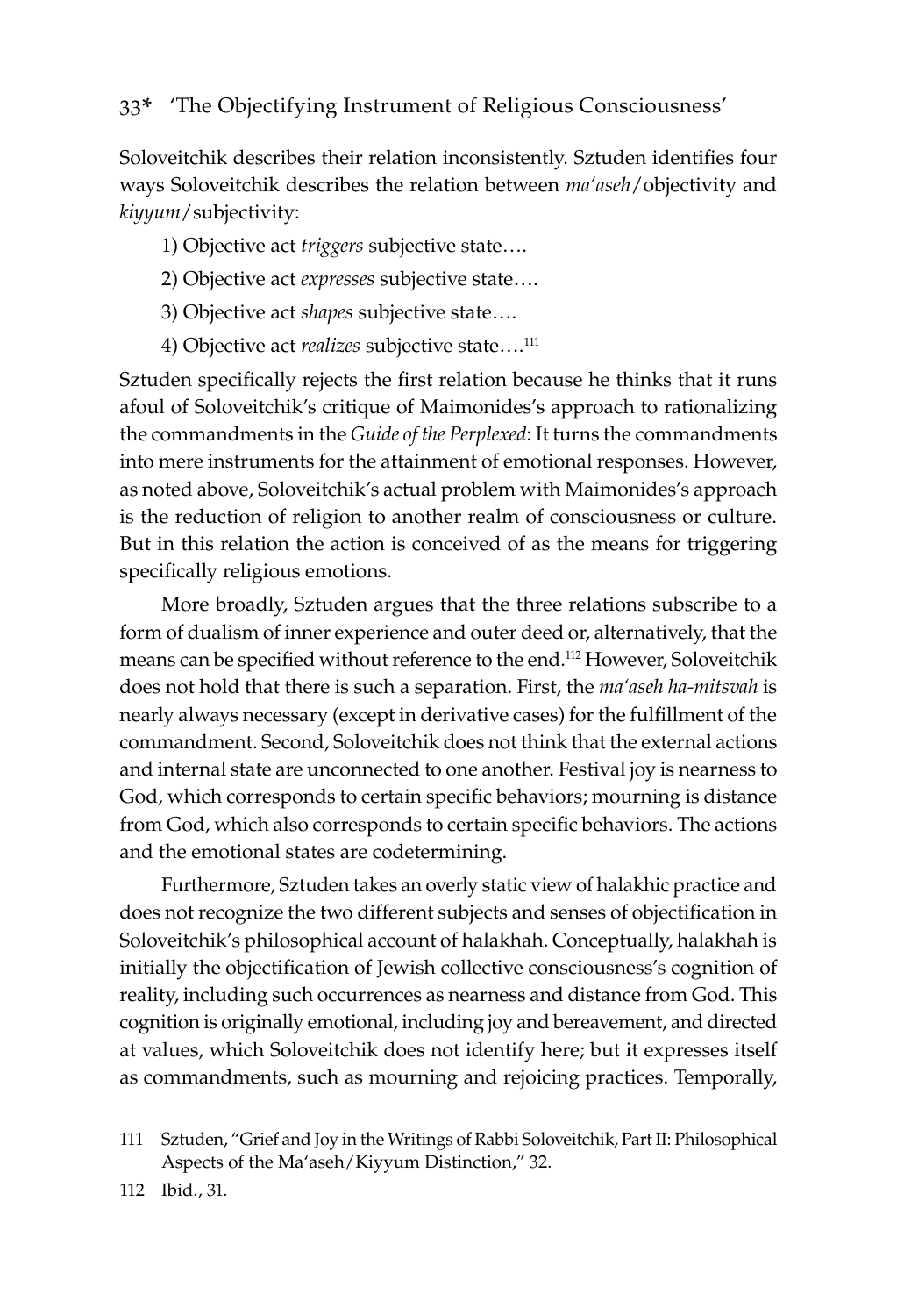Soloveitchik describes their relation inconsistently. Sztuden identifies four ways Soloveitchik describes the relation between *ma'aseh*/objectivity and *kiyyum*/subjectivity:

1) Objective act *triggers* subjective state….
2) Objective act *expresses* subjective state….
3) Objective act *shapes* subjective state….
4) Objective act *realizes* subjective state….[111]

Sztuden specifically rejects the first relation because he thinks that it runs afoul of Soloveitchik's critique of Maimonides's approach to rationalizing the commandments in the *Guide of the Perplexed*: It turns the commandments into mere instruments for the attainment of emotional responses. However, as noted above, Soloveitchik's actual problem with Maimonides's approach is the reduction of religion to another realm of consciousness or culture. But in this relation the action is conceived of as the means for triggering specifically religious emotions.

More broadly, Sztuden argues that the three relations subscribe to a form of dualism of inner experience and outer deed or, alternatively, that the means can be specified without reference to the end.[112] However, Soloveitchik does not hold that there is such a separation. First, the *ma'aseh ha-mitsvah* is nearly always necessary (except in derivative cases) for the fulfillment of the commandment. Second, Soloveitchik does not think that the external actions and internal state are unconnected to one another. Festival joy is nearness to God, which corresponds to certain specific behaviors; mourning is distance from God, which also corresponds to certain specific behaviors. The actions and the emotional states are codetermining.

Furthermore, Sztuden takes an overly static view of halakhic practice and does not recognize the two different subjects and senses of objectification in Soloveitchik's philosophical account of halakhah. Conceptually, halakhah is initially the objectification of Jewish collective consciousness's cognition of reality, including such occurrences as nearness and distance from God. This cognition is originally emotional, including joy and bereavement, and directed at values, which Soloveitchik does not identify here; but it expresses itself as commandments, such as mourning and rejoicing practices. Temporally,

111 Sztuden, "Grief and Joy in the Writings of Rabbi Soloveitchik, Part II: Philosophical Aspects of the Ma'aseh/Kiyyum Distinction," 32.

112 Ibid., 31.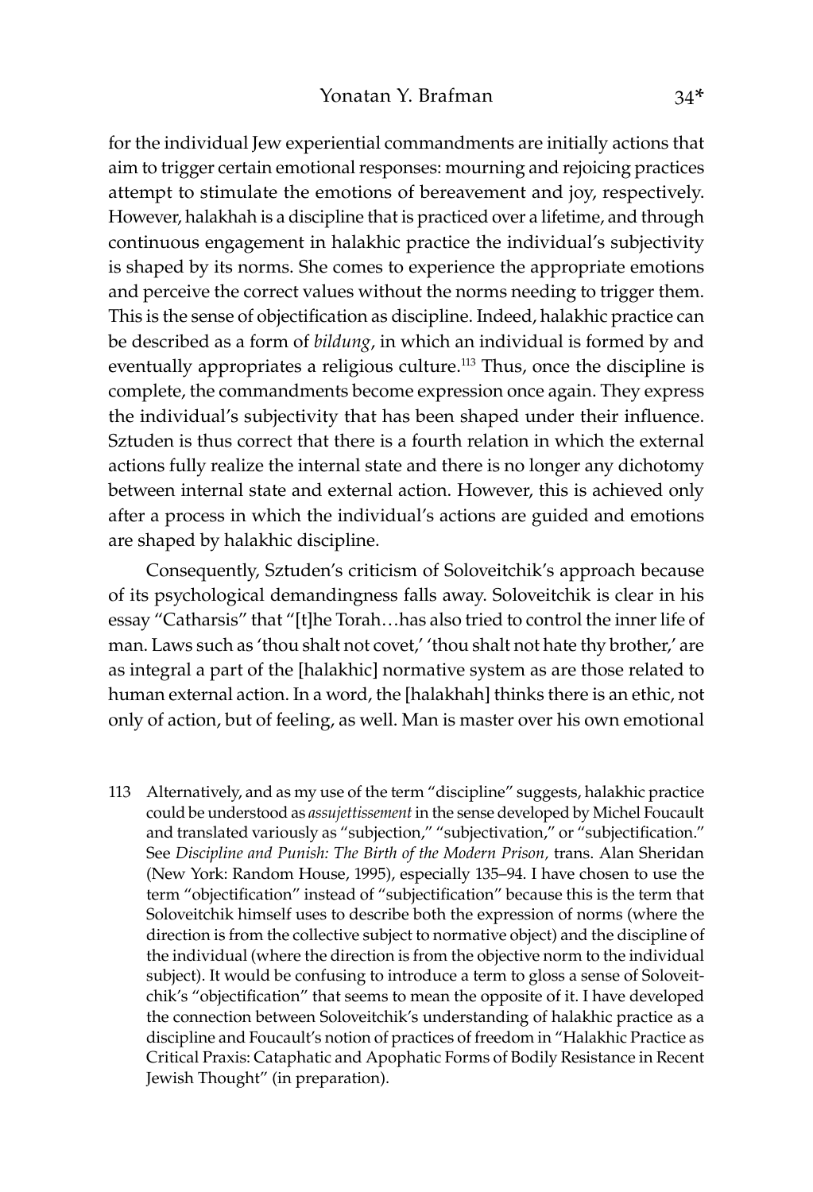for the individual Jew experiential commandments are initially actions that aim to trigger certain emotional responses: mourning and rejoicing practices attempt to stimulate the emotions of bereavement and joy, respectively. However, halakhah is a discipline that is practiced over a lifetime, and through continuous engagement in halakhic practice the individual's subjectivity is shaped by its norms. She comes to experience the appropriate emotions and perceive the correct values without the norms needing to trigger them. This is the sense of objectification as discipline. Indeed, halakhic practice can be described as a form of *bildung*, in which an individual is formed by and eventually appropriates a religious culture.[113] Thus, once the discipline is complete, the commandments become expression once again. They express the individual's subjectivity that has been shaped under their influence. Sztuden is thus correct that there is a fourth relation in which the external actions fully realize the internal state and there is no longer any dichotomy between internal state and external action. However, this is achieved only after a process in which the individual's actions are guided and emotions are shaped by halakhic discipline.

Consequently, Sztuden's criticism of Soloveitchik's approach because of its psychological demandingness falls away. Soloveitchik is clear in his essay "Catharsis" that "[t]he Torah…has also tried to control the inner life of man. Laws such as 'thou shalt not covet,' 'thou shalt not hate thy brother,' are as integral a part of the [halakhic] normative system as are those related to human external action. In a word, the [halakhah] thinks there is an ethic, not only of action, but of feeling, as well. Man is master over his own emotional

113 Alternatively, and as my use of the term "discipline" suggests, halakhic practice could be understood as *assujettissement* in the sense developed by Michel Foucault and translated variously as "subjection," "subjectivation," or "subjectification." See *Discipline and Punish: The Birth of the Modern Prison,* trans. Alan Sheridan (New York: Random House, 1995), especially 135–94. I have chosen to use the term "objectification" instead of "subjectification" because this is the term that Soloveitchik himself uses to describe both the expression of norms (where the direction is from the collective subject to normative object) and the discipline of the individual (where the direction is from the objective norm to the individual subject). It would be confusing to introduce a term to gloss a sense of Soloveitchik's "objectification" that seems to mean the opposite of it. I have developed the connection between Soloveitchik's understanding of halakhic practice as a discipline and Foucault's notion of practices of freedom in "Halakhic Practice as Critical Praxis: Cataphatic and Apophatic Forms of Bodily Resistance in Recent Jewish Thought" (in preparation).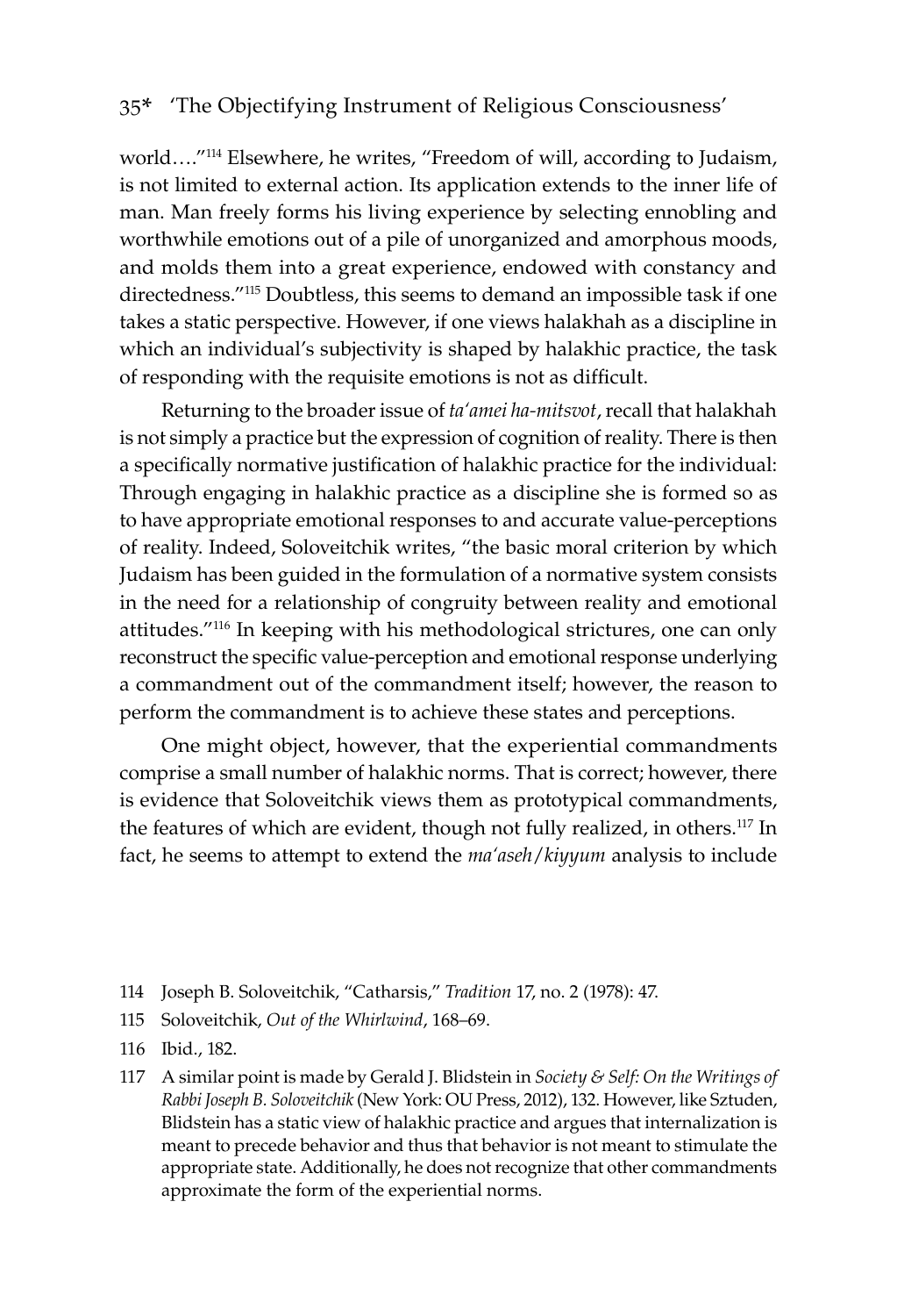world…."[114] Elsewhere, he writes, "Freedom of will, according to Judaism, is not limited to external action. Its application extends to the inner life of man. Man freely forms his living experience by selecting ennobling and worthwhile emotions out of a pile of unorganized and amorphous moods, and molds them into a great experience, endowed with constancy and directedness."[115] Doubtless, this seems to demand an impossible task if one takes a static perspective. However, if one views halakhah as a discipline in which an individual's subjectivity is shaped by halakhic practice, the task of responding with the requisite emotions is not as difficult.

Returning to the broader issue of *ta'amei ha-mitsvot*, recall that halakhah is not simply a practice but the expression of cognition of reality. There is then a specifically normative justification of halakhic practice for the individual: Through engaging in halakhic practice as a discipline she is formed so as to have appropriate emotional responses to and accurate value-perceptions of reality. Indeed, Soloveitchik writes, "the basic moral criterion by which Judaism has been guided in the formulation of a normative system consists in the need for a relationship of congruity between reality and emotional attitudes."[116] In keeping with his methodological strictures, one can only reconstruct the specific value-perception and emotional response underlying a commandment out of the commandment itself; however, the reason to perform the commandment is to achieve these states and perceptions.

One might object, however, that the experiential commandments comprise a small number of halakhic norms. That is correct; however, there is evidence that Soloveitchik views them as prototypical commandments, the features of which are evident, though not fully realized, in others.[117] In fact, he seems to attempt to extend the *ma'aseh/kiyyum* analysis to include

114 Joseph B. Soloveitchik, "Catharsis," *Tradition* 17, no. 2 (1978): 47.

115 Soloveitchik, *Out of the Whirlwind*, 168–69.

116 Ibid., 182.

117 A similar point is made by Gerald J. Blidstein in *Society & Self: On the Writings of Rabbi Joseph B. Soloveitchik* (New York: OU Press, 2012), 132. However, like Sztuden, Blidstein has a static view of halakhic practice and argues that internalization is meant to precede behavior and thus that behavior is not meant to stimulate the appropriate state. Additionally, he does not recognize that other commandments approximate the form of the experiential norms.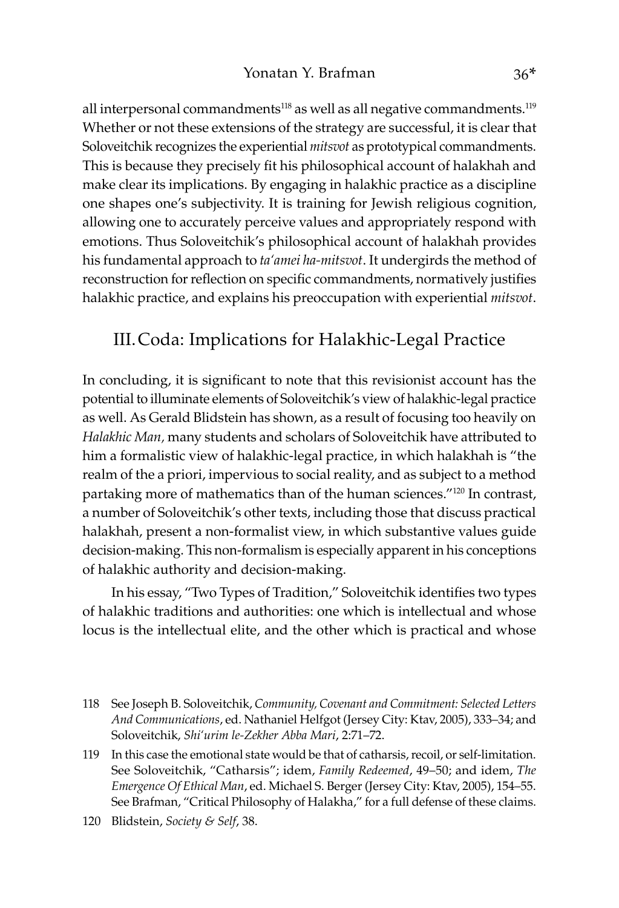all interpersonal commandments[118] as well as all negative commandments.[119] Whether or not these extensions of the strategy are successful, it is clear that Soloveitchik recognizes the experiential *mitsvot* as prototypical commandments. This is because they precisely fit his philosophical account of halakhah and make clear its implications. By engaging in halakhic practice as a discipline one shapes one's subjectivity. It is training for Jewish religious cognition, allowing one to accurately perceive values and appropriately respond with emotions. Thus Soloveitchik's philosophical account of halakhah provides his fundamental approach to *ta'amei ha-mitsvot*. It undergirds the method of reconstruction for reflection on specific commandments, normatively justifies halakhic practice, and explains his preoccupation with experiential *mitsvot*.

## III. Coda: Implications for Halakhic-Legal Practice

In concluding, it is significant to note that this revisionist account has the potential to illuminate elements of Soloveitchik's view of halakhic-legal practice as well. As Gerald Blidstein has shown, as a result of focusing too heavily on *Halakhic Man*, many students and scholars of Soloveitchik have attributed to him a formalistic view of halakhic-legal practice, in which halakhah is "the realm of the a priori, impervious to social reality, and as subject to a method partaking more of mathematics than of the human sciences."[120] In contrast, a number of Soloveitchik's other texts, including those that discuss practical halakhah, present a non-formalist view, in which substantive values guide decision-making. This non-formalism is especially apparent in his conceptions of halakhic authority and decision-making.

In his essay, "Two Types of Tradition," Soloveitchik identifies two types of halakhic traditions and authorities: one which is intellectual and whose locus is the intellectual elite, and the other which is practical and whose

118 See Joseph B. Soloveitchik, *Community, Covenant and Commitment: Selected Letters And Communications*, ed. Nathaniel Helfgot (Jersey City: Ktav, 2005), 333–34; and Soloveitchik, *Shi'urim le-Zekher Abba Mari*, 2:71–72.

119 In this case the emotional state would be that of catharsis, recoil, or self-limitation. See Soloveitchik, "Catharsis"; idem, *Family Redeemed*, 49–50; and idem, *The Emergence Of Ethical Man*, ed. Michael S. Berger (Jersey City: Ktav, 2005), 154–55. See Brafman, "Critical Philosophy of Halakha," for a full defense of these claims.

120 Blidstein, *Society & Self*, 38.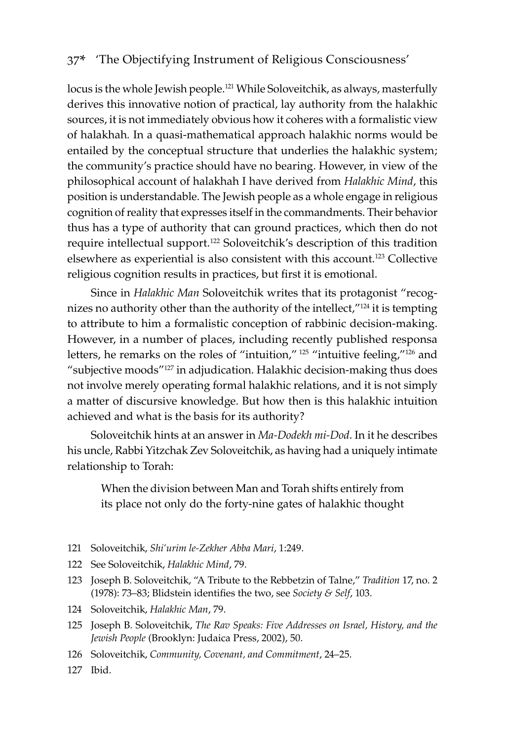locus is the whole Jewish people.[121] While Soloveitchik, as always, masterfully derives this innovative notion of practical, lay authority from the halakhic sources, it is not immediately obvious how it coheres with a formalistic view of halakhah. In a quasi-mathematical approach halakhic norms would be entailed by the conceptual structure that underlies the halakhic system; the community's practice should have no bearing. However, in view of the philosophical account of halakhah I have derived from *Halakhic Mind*, this position is understandable. The Jewish people as a whole engage in religious cognition of reality that expresses itself in the commandments. Their behavior thus has a type of authority that can ground practices, which then do not require intellectual support.[122] Soloveitchik's description of this tradition elsewhere as experiential is also consistent with this account.[123] Collective religious cognition results in practices, but first it is emotional.

Since in *Halakhic Man* Soloveitchik writes that its protagonist "recognizes no authority other than the authority of the intellect,"[124] it is tempting to attribute to him a formalistic conception of rabbinic decision-making. However, in a number of places, including recently published responsa letters, he remarks on the roles of "intuition," [125] "intuitive feeling,"[126] and "subjective moods"[127] in adjudication. Halakhic decision-making thus does not involve merely operating formal halakhic relations, and it is not simply a matter of discursive knowledge. But how then is this halakhic intuition achieved and what is the basis for its authority?

Soloveitchik hints at an answer in *Ma-Dodekh mi-Dod*. In it he describes his uncle, Rabbi Yitzchak Zev Soloveitchik, as having had a uniquely intimate relationship to Torah:

> When the division between Man and Torah shifts entirely from its place not only do the forty-nine gates of halakhic thought

121 Soloveitchik, *Shi'urim le-Zekher Abba Mari*, 1:249.

122 See Soloveitchik, *Halakhic Mind*, 79.

123 Joseph B. Soloveitchik, "A Tribute to the Rebbetzin of Talne," *Tradition* 17, no. 2 (1978): 73–83; Blidstein identifies the two, see *Society & Self*, 103.

124 Soloveitchik, *Halakhic Man*, 79.

125 Joseph B. Soloveitchik, *The Rav Speaks: Five Addresses on Israel, History, and the Jewish People* (Brooklyn: Judaica Press, 2002), 50.

126 Soloveitchik, *Community, Covenant, and Commitment*, 24–25.

127 Ibid.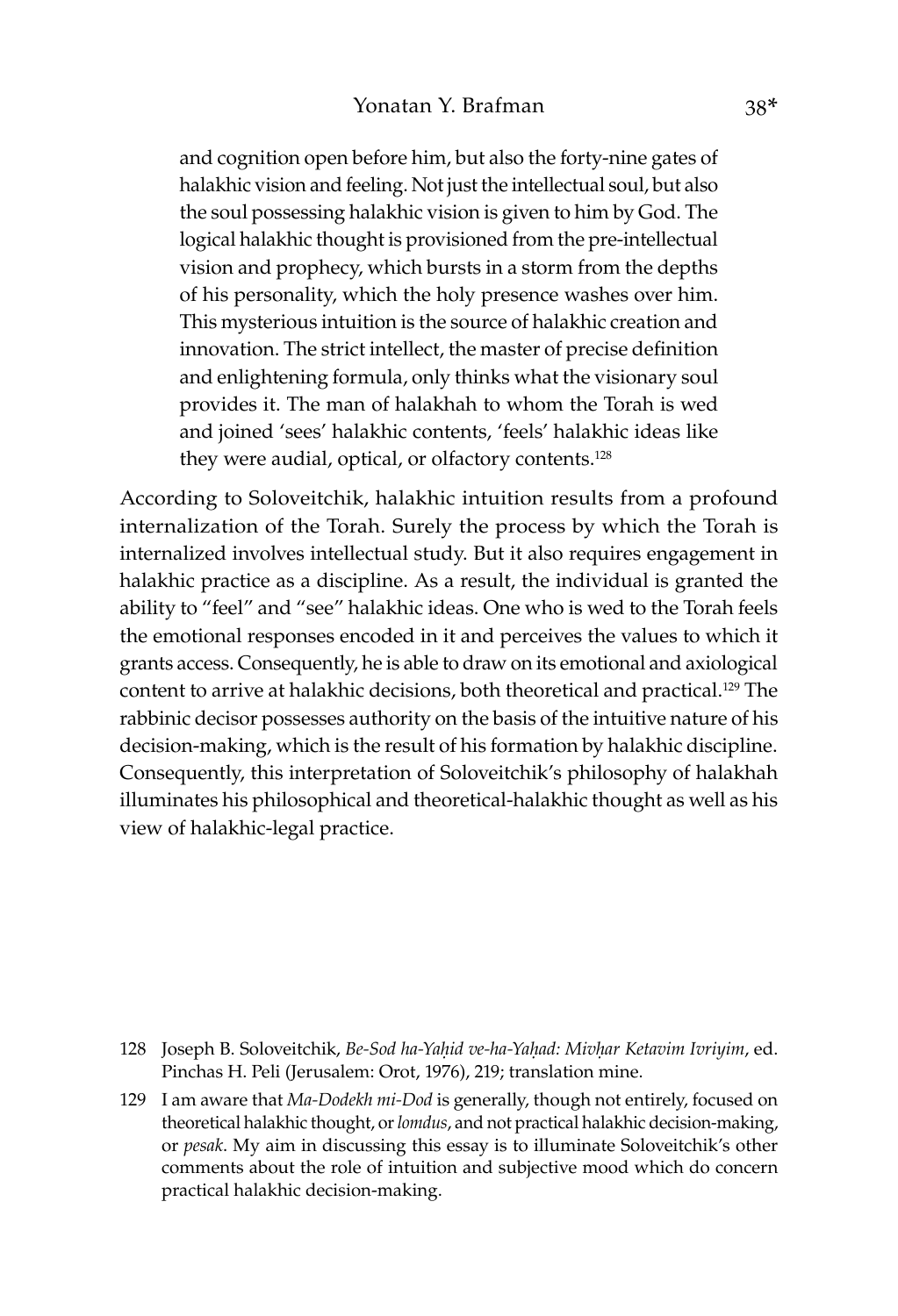> and cognition open before him, but also the forty-nine gates of halakhic vision and feeling. Not just the intellectual soul, but also the soul possessing halakhic vision is given to him by God. The logical halakhic thought is provisioned from the pre-intellectual vision and prophecy, which bursts in a storm from the depths of his personality, which the holy presence washes over him. This mysterious intuition is the source of halakhic creation and innovation. The strict intellect, the master of precise definition and enlightening formula, only thinks what the visionary soul provides it. The man of halakhah to whom the Torah is wed and joined 'sees' halakhic contents, 'feels' halakhic ideas like they were audial, optical, or olfactory contents.[128]

According to Soloveitchik, halakhic intuition results from a profound internalization of the Torah. Surely the process by which the Torah is internalized involves intellectual study. But it also requires engagement in halakhic practice as a discipline. As a result, the individual is granted the ability to "feel" and "see" halakhic ideas. One who is wed to the Torah feels the emotional responses encoded in it and perceives the values to which it grants access. Consequently, he is able to draw on its emotional and axiological content to arrive at halakhic decisions, both theoretical and practical.[129] The rabbinic decisor possesses authority on the basis of the intuitive nature of his decision-making, which is the result of his formation by halakhic discipline. Consequently, this interpretation of Soloveitchik's philosophy of halakhah illuminates his philosophical and theoretical-halakhic thought as well as his view of halakhic-legal practice.

---

128 Joseph B. Soloveitchik, *Be-Sod ha-Yaḥid ve-ha-Yaḥad: Mivḥar Ketavim Ivriyim*, ed. Pinchas H. Peli (Jerusalem: Orot, 1976), 219; translation mine.

129 I am aware that *Ma-Dodekh mi-Dod* is generally, though not entirely, focused on theoretical halakhic thought, or *lomdus*, and not practical halakhic decision-making, or *pesak*. My aim in discussing this essay is to illuminate Soloveitchik's other comments about the role of intuition and subjective mood which do concern practical halakhic decision-making.